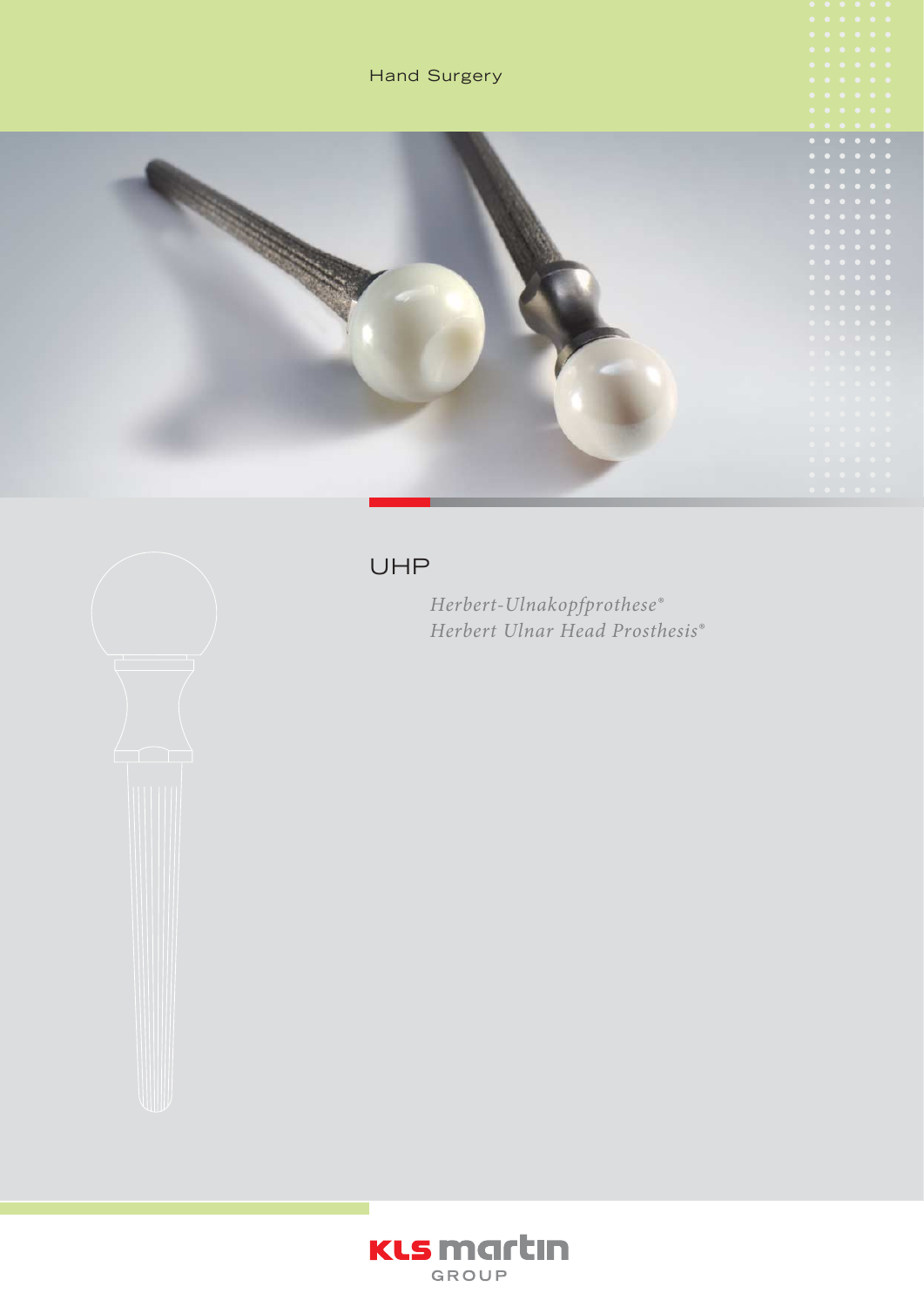Hand Surgery

# UHP

*Herbert-Ulnakopfprothese®*
*Herbert Ulnar Head Prosthesis®*

KLS martin GROUP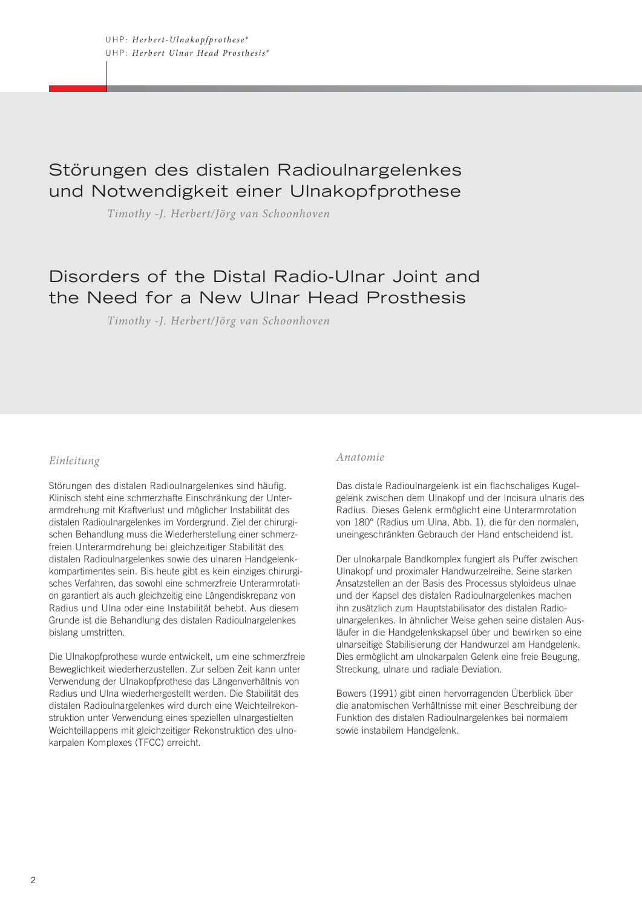# Störungen des distalen Radioulnargelenkes und Notwendigkeit einer Ulnakopfprothese

*Timothy -J. Herbert/Jörg van Schoonhoven*

# Disorders of the Distal Radio-Ulnar Joint and the Need for a New Ulnar Head Prosthesis

*Timothy -J. Herbert/Jörg van Schoonhoven*

## *Einleitung*

Störungen des distalen Radioulnargelenkes sind häufig. Klinisch steht eine schmerzhafte Einschränkung der Unterarmdrehung mit Kraftverlust und möglicher Instabilität des distalen Radioulnargelenkes im Vordergrund. Ziel der chirurgischen Behandlung muss die Wiederherstellung einer schmerzfreien Unterarmdrehung bei gleichzeitiger Stabilität des distalen Radioulnargelenkes sowie des ulnaren Handgelenkkompartimentes sein. Bis heute gibt es kein einziges chirurgisches Verfahren, das sowohl eine schmerzfreie Unterarmrotation garantiert als auch gleichzeitig eine Längendiskrepanz von Radius und Ulna oder eine Instabilität behebt. Aus diesem Grunde ist die Behandlung des distalen Radioulnargelenkes bislang umstritten.

Die Ulnakopfprothese wurde entwickelt, um eine schmerzfreie Beweglichkeit wiederherzustellen. Zur selben Zeit kann unter Verwendung der Ulnakopfprothese das Längenverhältnis von Radius und Ulna wiederhergestellt werden. Die Stabilität des distalen Radioulnargelenkes wird durch eine Weichteilrekonstruktion unter Verwendung eines speziellen ulnargestielten Weichteillappens mit gleichzeitiger Rekonstruktion des ulnokarpalen Komplexes (TFCC) erreicht.

## *Anatomie*

Das distale Radioulnargelenk ist ein flachschaliges Kugelgelenk zwischen dem Ulnakopf und der Incisura ulnaris des Radius. Dieses Gelenk ermöglicht eine Unterarmrotation von 180° (Radius um Ulna, Abb. 1), die für den normalen, uneingeschränkten Gebrauch der Hand entscheidend ist.

Der ulnokarpale Bandkomplex fungiert als Puffer zwischen Ulnakopf und proximaler Handwurzelreihe. Seine starken Ansatzstellen an der Basis des Processus styloideus ulnae und der Kapsel des distalen Radioulnargelenkes machen ihn zusätzlich zum Hauptstabilisator des distalen Radioulnargelenkes. In ähnlicher Weise gehen seine distalen Ausläufer in die Handgelenkskapsel über und bewirken so eine ulnarseitige Stabilisierung der Handwurzel am Handgelenk. Dies ermöglicht am ulnokarpalen Gelenk eine freie Beugung, Streckung, ulnare und radiale Deviation.

Bowers (1991) gibt einen hervorragenden Überblick über die anatomischen Verhältnisse mit einer Beschreibung der Funktion des distalen Radioulnargelenkes bei normalem sowie instabilem Handgelenk.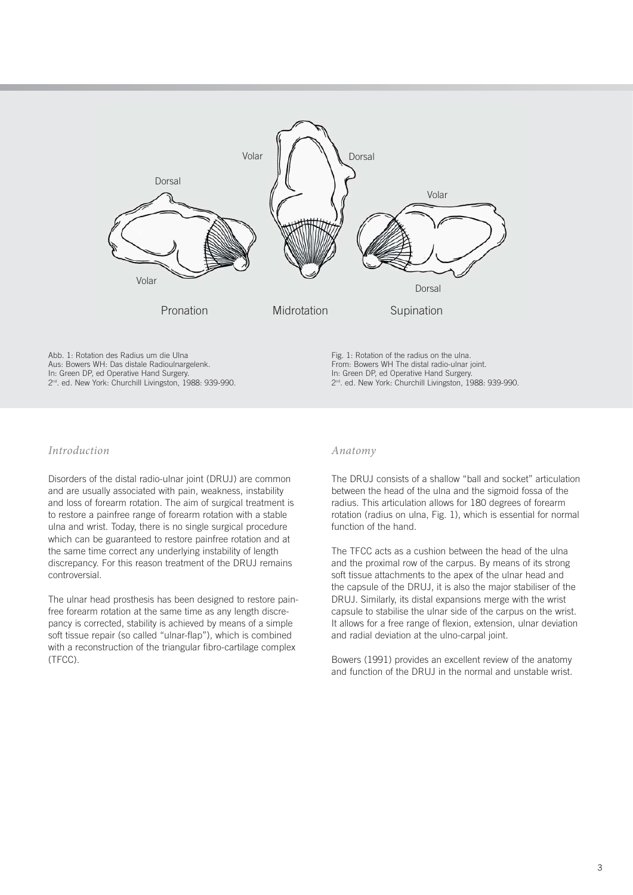Abb. 1: Rotation des Radius um die Ulna
Aus: Bowers WH: Das distale Radioulnargelenk.
In: Green DP, ed Operative Hand Surgery.
2nd. ed. New York: Churchill Livingston, 1988: 939-990.

Fig. 1: Rotation of the radius on the ulna.
From: Bowers WH The distal radio-ulnar joint.
In: Green DP, ed Operative Hand Surgery.
2nd. ed. New York: Churchill Livingston, 1988: 939-990.

## *Introduction*

Disorders of the distal radio-ulnar joint (DRUJ) are common and are usually associated with pain, weakness, instability and loss of forearm rotation. The aim of surgical treatment is to restore a painfree range of forearm rotation with a stable ulna and wrist. Today, there is no single surgical procedure which can be guaranteed to restore painfree rotation and at the same time correct any underlying instability of length discrepancy. For this reason treatment of the DRUJ remains controversial.

The ulnar head prosthesis has been designed to restore painfree forearm rotation at the same time as any length discrepancy is corrected, stability is achieved by means of a simple soft tissue repair (so called "ulnar-flap"), which is combined with a reconstruction of the triangular fibro-cartilage complex (TFCC).

## *Anatomy*

The DRUJ consists of a shallow "ball and socket" articulation between the head of the ulna and the sigmoid fossa of the radius. This articulation allows for 180 degrees of forearm rotation (radius on ulna, Fig. 1), which is essential for normal function of the hand.

The TFCC acts as a cushion between the head of the ulna and the proximal row of the carpus. By means of its strong soft tissue attachments to the apex of the ulnar head and the capsule of the DRUJ, it is also the major stabiliser of the DRUJ. Similarly, its distal expansions merge with the wrist capsule to stabilise the ulnar side of the carpus on the wrist. It allows for a free range of flexion, extension, ulnar deviation and radial deviation at the ulno-carpal joint.

Bowers (1991) provides an excellent review of the anatomy and function of the DRUJ in the normal and unstable wrist.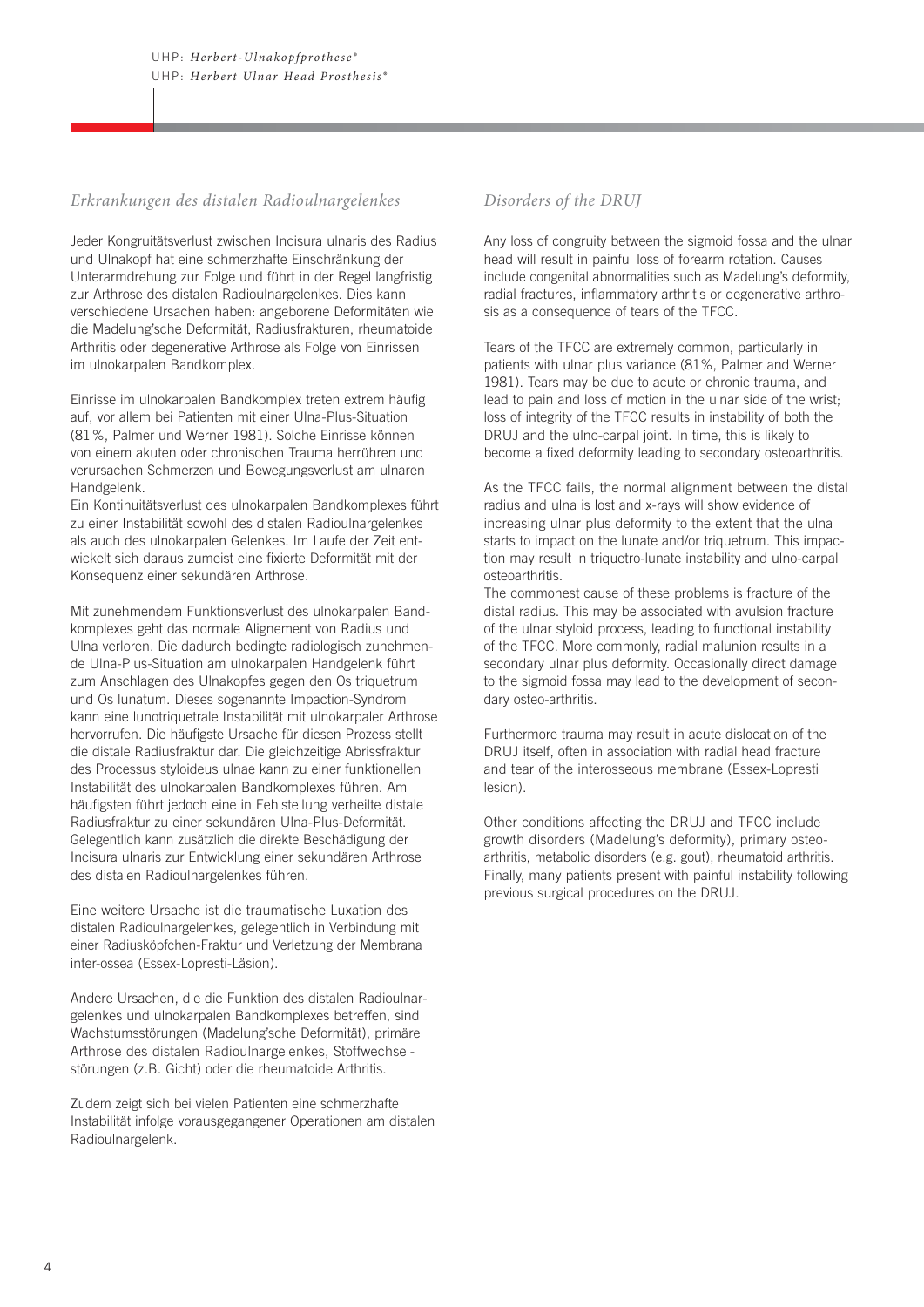## *Erkrankungen des distalen Radioulnargelenkes*

Jeder Kongruitätsverlust zwischen Incisura ulnaris des Radius und Ulnakopf hat eine schmerzhafte Einschränkung der Unterarmdrehung zur Folge und führt in der Regel langfristig zur Arthrose des distalen Radioulnargelenkes. Dies kann verschiedene Ursachen haben: angeborene Deformitäten wie die Madelung'sche Deformität, Radiusfrakturen, rheumatoide Arthritis oder degenerative Arthrose als Folge von Einrissen im ulnokarpalen Bandkomplex.

Einrisse im ulnokarpalen Bandkomplex treten extrem häufig auf, vor allem bei Patienten mit einer Ulna-Plus-Situation (81%, Palmer und Werner 1981). Solche Einrisse können von einem akuten oder chronischen Trauma herrühren und verursachen Schmerzen und Bewegungsverlust am ulnaren Handgelenk.
Ein Kontinuitätsverlust des ulnokarpalen Bandkomplexes führt zu einer Instabilität sowohl des distalen Radioulnargelenkes als auch des ulnokarpalen Gelenkes. Im Laufe der Zeit entwickelt sich daraus zumeist eine fixierte Deformität mit der Konsequenz einer sekundären Arthrose.

Mit zunehmendem Funktionsverlust des ulnokarpalen Bandkomplexes geht das normale Alignement von Radius und Ulna verloren. Die dadurch bedingte radiologisch zunehmende Ulna-Plus-Situation am ulnokarpalen Handgelenk führt zum Anschlagen des Ulnakopfes gegen den Os triquetrum und Os lunatum. Dieses sogenannte Impaction-Syndrom kann eine lunotriquetrale Instabilität mit ulnokarpaler Arthrose hervorrufen. Die häufigste Ursache für diesen Prozess stellt die distale Radiusfraktur dar. Die gleichzeitige Abrissfraktur des Processus styloideus ulnae kann zu einer funktionellen Instabilität des ulnokarpalen Bandkomplexes führen. Am häufigsten führt jedoch eine in Fehlstellung verheilte distale Radiusfraktur zu einer sekundären Ulna-Plus-Deformität. Gelegentlich kann zusätzlich die direkte Beschädigung der Incisura ulnaris zur Entwicklung einer sekundären Arthrose des distalen Radioulnargelenkes führen.

Eine weitere Ursache ist die traumatische Luxation des distalen Radioulnargelenkes, gelegentlich in Verbindung mit einer Radiusköpfchen-Fraktur und Verletzung der Membrana inter-ossea (Essex-Lopresti-Läsion).

Andere Ursachen, die die Funktion des distalen Radioulnargelenkes und ulnokarpalen Bandkomplexes betreffen, sind Wachstumsstörungen (Madelung'sche Deformität), primäre Arthrose des distalen Radioulnargelenkes, Stoffwechselstörungen (z.B. Gicht) oder die rheumatoide Arthritis.

Zudem zeigt sich bei vielen Patienten eine schmerzhafte Instabilität infolge vorausgegangener Operationen am distalen Radioulnargelenk.

## *Disorders of the DRUJ*

Any loss of congruity between the sigmoid fossa and the ulnar head will result in painful loss of forearm rotation. Causes include congenital abnormalities such as Madelung's deformity, radial fractures, inflammatory arthritis or degenerative arthrosis as a consequence of tears of the TFCC.

Tears of the TFCC are extremely common, particularly in patients with ulnar plus variance (81%, Palmer and Werner 1981). Tears may be due to acute or chronic trauma, and lead to pain and loss of motion in the ulnar side of the wrist; loss of integrity of the TFCC results in instability of both the DRUJ and the ulno-carpal joint. In time, this is likely to become a fixed deformity leading to secondary osteoarthritis.

As the TFCC fails, the normal alignment between the distal radius and ulna is lost and x-rays will show evidence of increasing ulnar plus deformity to the extent that the ulna starts to impact on the lunate and/or triquetrum. This impaction may result in triquetro-lunate instability and ulno-carpal osteoarthritis.
The commonest cause of these problems is fracture of the distal radius. This may be associated with avulsion fracture of the ulnar styloid process, leading to functional instability of the TFCC. More commonly, radial malunion results in a secondary ulnar plus deformity. Occasionally direct damage to the sigmoid fossa may lead to the development of secondary osteo-arthritis.

Furthermore trauma may result in acute dislocation of the DRUJ itself, often in association with radial head fracture and tear of the interosseous membrane (Essex-Lopresti lesion).

Other conditions affecting the DRUJ and TFCC include growth disorders (Madelung's deformity), primary osteoarthritis, metabolic disorders (e.g. gout), rheumatoid arthritis.
Finally, many patients present with painful instability following previous surgical procedures on the DRUJ.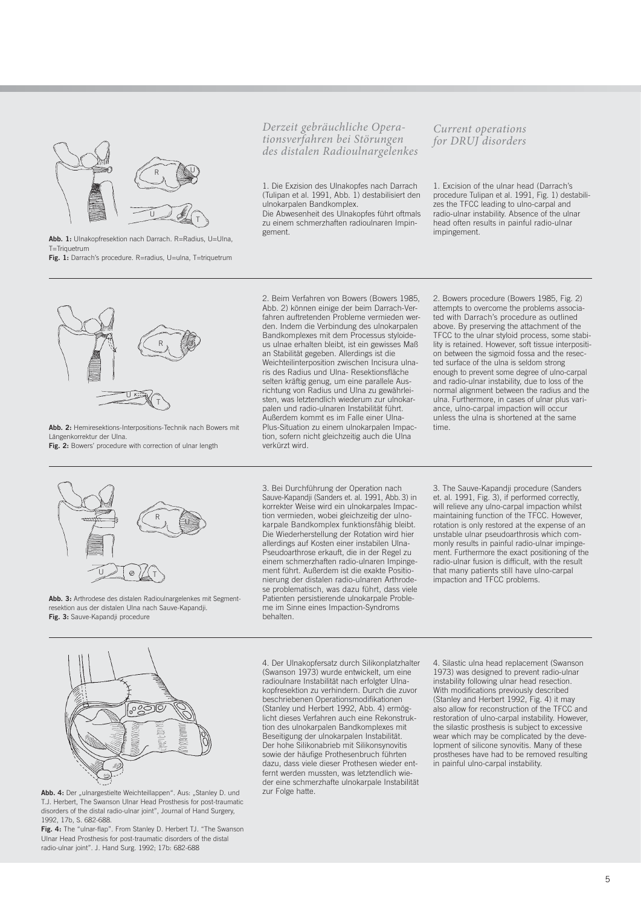## Derzeit gebräuchliche Operationsverfahren bei Störungen des distalen Radioulnargelenkes

## Current operations for DRUJ disorders

**Abb. 1:** Ulnakopfresektion nach Darrach. R=Radius, U=Ulna, T=Triquetrum
**Fig. 1:** Darrach's procedure. R=radius, U=ulna, T=triquetrum

1. Die Exzision des Ulnakopfes nach Darrach (Tulipan et al. 1991, Abb. 1) destabilisiert den ulnokarpalen Bandkomplex.
Die Abwesenheit des Ulnakopfes führt oftmals zu einem schmerzhaften radioulnaren Impingement.

1. Excision of the ulnar head (Darrach's procedure Tulipan et al. 1991, Fig. 1) destabilizes the TFCC leading to ulno-carpal and radio-ulnar instability. Absence of the ulnar head often results in painful radio-ulnar impingement.

---

**Abb. 2:** Hemiresektions-Interpositions-Technik nach Bowers mit Längenkorrektur der Ulna.
**Fig. 2:** Bowers' procedure with correction of ulnar length

2. Beim Verfahren von Bowers (Bowers 1985, Abb. 2) können einige der beim Darrach-Verfahren auftretenden Probleme vermieden werden. Indem die Verbindung des ulnokarpalen Bandkomplexes mit dem Processus styloideus ulnae erhalten bleibt, ist ein gewisses Maß an Stabilität gegeben. Allerdings ist die Weichteilinterposition zwischen Incisura ulnaris des Radius und Ulna- Resektionsfläche selten kräftig genug, um eine parallele Ausrichtung von Radius und Ulna zu gewährleisten, was letztendlich wiederum zur ulnokarpalen und radio-ulnaren Instabilität führt. Außerdem kommt es im Falle einer Ulna-Plus-Situation zu einem ulnokarpalen Impaction, sofern nicht gleichzeitig auch die Ulna verkürzt wird.

2. Bowers procedure (Bowers 1985, Fig. 2) attempts to overcome the problems associated with Darrach's procedure as outlined above. By preserving the attachment of the TFCC to the ulnar styloid process, some stability is retained. However, soft tissue interposition between the sigmoid fossa and the resected surface of the ulna is seldom strong enough to prevent some degree of ulno-carpal and radio-ulnar instability, due to loss of the normal alignment between the radius and the ulna. Furthermore, in cases of ulnar plus variance, ulno-carpal impaction will occur unless the ulna is shortened at the same time.

---

**Abb. 3:** Arthrodese des distalen Radioulnargelenkes mit Segmentresektion aus der distalen Ulna nach Sauve-Kapandji.
**Fig. 3:** Sauve-Kapandji procedure

3. Bei Durchführung der Operation nach Sauve-Kapandji (Sanders et. al. 1991, Abb. 3) in korrekter Weise wird ein ulnokarpales Impaction vermieden, wobei gleichzeitig der ulnokarpale Bandkomplex funktionsfähig bleibt. Die Wiederherstellung der Rotation wird hier allerdings auf Kosten einer instabilen Ulna-Pseudoarthrose erkauft, die in der Regel zu einem schmerzhaften radio-ulnaren Impingement führt. Außerdem ist die exakte Positionierung der distalen radio-ulnaren Arthrodese problematisch, was dazu führt, dass viele Patienten persistierende ulnokarpale Probleme im Sinne eines Impaction-Syndroms behalten.

3. The Sauve-Kapandji procedure (Sanders et. al. 1991, Fig. 3), if performed correctly, will relieve any ulno-carpal impaction whilst maintaining function of the TFCC. However, rotation is only restored at the expense of an unstable ulnar pseudoarthrosis which commonly results in painful radio-ulnar impingement. Furthermore the exact positioning of the radio-ulnar fusion is difficult, with the result that many patients still have ulno-carpal impaction and TFCC problems.

---

**Abb. 4:** Der „ulnargestielte Weichteillappen". Aus: „Stanley D. und T.J. Herbert, The Swanson Ulnar Head Prosthesis for post-traumatic disorders of the distal radio-ulnar joint", Journal of Hand Surgery, 1992, 17b, S. 682-688.
**Fig. 4:** The "ulnar-flap". From Stanley D. Herbert TJ. "The Swanson Ulnar Head Prosthesis for post-traumatic disorders of the distal radio-ulnar joint". J. Hand Surg. 1992; 17b: 682-688

4. Der Ulnakopfersatz durch Silikonplatzhalter (Swanson 1973) wurde entwickelt, um eine radioulnare Instabilität nach erfolgter Ulnakopfresektion zu verhindern. Durch die zuvor beschriebenen Operationsmodifikationen (Stanley und Herbert 1992, Abb. 4) ermöglicht dieses Verfahren auch eine Rekonstruktion des ulnokarpalen Bandkomplexes mit Beseitigung der ulnokarpalen Instabilität. Der hohe Silikonabrieb mit Silikonsynovitis sowie der häufige Prothesenbruch führten dazu, dass viele dieser Prothesen wieder entfernt werden mussten, was letztendlich wieder eine schmerzhafte ulnokarpale Instabilität zur Folge hatte.

4. Silastic ulna head replacement (Swanson 1973) was designed to prevent radio-ulnar instability following ulnar head resection. With modifications previously described (Stanley and Herbert 1992, Fig. 4) it may also allow for reconstruction of the TFCC and restoration of ulno-carpal instability. However, the silastic prosthesis is subject to excessive wear which may be complicated by the development of silicone synovitis. Many of these prostheses have had to be removed resulting in painful ulno-carpal instability.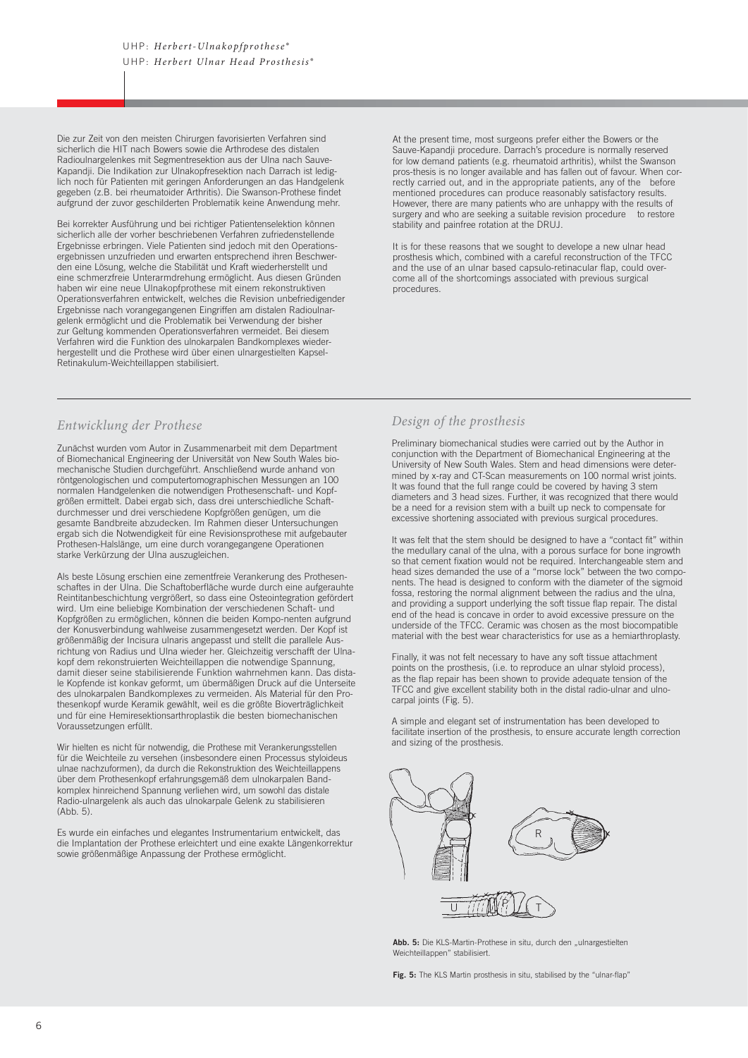Die zur Zeit von den meisten Chirurgen favorisierten Verfahren sind sicherlich die HIT nach Bowers sowie die Arthrodese des distalen Radioulnargelenkes mit Segmentresektion aus der Ulna nach Sauve-Kapandji. Die Indikation zur Ulnakopfresektion nach Darrach ist lediglich noch für Patienten mit geringen Anforderungen an das Handgelenk gegeben (z.B. bei rheumatoider Arthritis). Die Swanson-Prothese findet aufgrund der zuvor geschilderten Problematik keine Anwendung mehr.

Bei korrekter Ausführung und bei richtiger Patientenselektion können sicherlich alle der vorher beschriebenen Verfahren zufriedenstellende Ergebnisse erbringen. Viele Patienten sind jedoch mit den Operationsergebnissen unzufrieden und erwarten entsprechend ihren Beschwerden eine Lösung, welche die Stabilität und Kraft wiederherstellt und eine schmerzfreie Unterarmdrehung ermöglicht. Aus diesen Gründen haben wir eine neue Ulnakopfprothese mit einem rekonstruktiven Operationsverfahren entwickelt, welches die Revision unbefriedigender Ergebnisse nach vorangegangenen Eingriffen am distalen Radioulnargelenk ermöglicht und die Problematik bei Verwendung der bisher zur Geltung kommenden Operationsverfahren vermeidet. Bei diesem Verfahren wird die Funktion des ulnokarpalen Bandkomplexes wiederhergestellt und die Prothese wird über einen ulnargestielten Kapsel-Retinakulum-Weichteillappen stabilisiert.

## *Entwicklung der Prothese*

Zunächst wurden vom Autor in Zusammenarbeit mit dem Department of Biomechanical Engineering der Universität von New South Wales biomechanische Studien durchgeführt. Anschließend wurde anhand von röntgenologischen und computertomographischen Messungen an 100 normalen Handgelenken die notwendigen Prothesenschaft- und Kopfgrößen ermittelt. Dabei ergab sich, dass drei unterschiedliche Schaftdurchmesser und drei verschiedene Kopfgrößen genügen, um die gesamte Bandbreite abzudecken. Im Rahmen dieser Untersuchungen ergab sich die Notwendigkeit für eine Revisionsprothese mit aufgebauter Prothesen-Halslänge, um eine durch vorangegangene Operationen starke Verkürzung der Ulna auszugleichen.

Als beste Lösung erschien eine zementfreie Verankerung des Prothesenschaftes in der Ulna. Die Schaftoberfläche wurde durch eine aufgerauhte Reintitanbeschichtung vergrößert, so dass eine Osteointegration gefördert wird. Um eine beliebige Kombination der verschiedenen Schaft- und Kopfgrößen zu ermöglichen, können die beiden Kompo-nenten aufgrund der Konusverbindung wahlweise zusammengesetzt werden. Der Kopf ist größenmäßig der Incisura ulnaris angepasst und stellt die parallele Ausrichtung von Radius und Ulna wieder her. Gleichzeitig verschafft der Ulnakopf dem rekonstruierten Weichteillappen die notwendige Spannung, damit dieser seine stabilisierende Funktion wahrnehmen kann. Das distale Kopfende ist konkav geformt, um übermäßigen Druck auf die Unterseite des ulnokarpalen Bandkomplexes zu vermeiden. Als Material für den Prothesenkopf wurde Keramik gewählt, weil es die größte Bioverträglichkeit und für eine Hemiresektionsarthroplastik die besten biomechanischen Voraussetzungen erfüllt.

Wir hielten es nicht für notwendig, die Prothese mit Verankerungsstellen für die Weichteile zu versehen (insbesondere einen Processus styloideus ulnae nachzuformen), da durch die Rekonstruktion des Weichteillappens über dem Prothesenkopf erfahrungsgemäß dem ulnokarpalen Bandkomplex hinreichend Spannung verliehen wird, um sowohl das distale Radio-ulnargelenk als auch das ulnokarpale Gelenk zu stabilisieren (Abb. 5).

Es wurde ein einfaches und elegantes Instrumentarium entwickelt, das die Implantation der Prothese erleichtert und eine exakte Längenkorrektur sowie größenmäßige Anpassung der Prothese ermöglicht.

At the present time, most surgeons prefer either the Bowers or the Sauve-Kapandji procedure. Darrach's procedure is normally reserved for low demand patients (e.g. rheumatoid arthritis), whilst the Swanson pros-thesis is no longer available and has fallen out of favour. When correctly carried out, and in the appropriate patients, any of the before mentioned procedures can produce reasonably satisfactory results. However, there are many patients who are unhappy with the results of surgery and who are seeking a suitable revision procedure to restore stability and painfree rotation at the DRUJ.

It is for these reasons that we sought to develope a new ulnar head prosthesis which, combined with a careful reconstruction of the TFCC and the use of an ulnar based capsulo-retinacular flap, could overcome all of the shortcomings associated with previous surgical procedures.

## *Design of the prosthesis*

Preliminary biomechanical studies were carried out by the Author in conjunction with the Department of Biomechanical Engineering at the University of New South Wales. Stem and head dimensions were determined by x-ray and CT-Scan measurements on 100 normal wrist joints. It was found that the full range could be covered by having 3 stem diameters and 3 head sizes. Further, it was recognized that there would be a need for a revision stem with a built up neck to compensate for excessive shortening associated with previous surgical procedures.

It was felt that the stem should be designed to have a "contact fit" within the medullary canal of the ulna, with a porous surface for bone ingrowth so that cement fixation would not be required. Interchangeable stem and head sizes demanded the use of a "morse lock" between the two components. The head is designed to conform with the diameter of the sigmoid fossa, restoring the normal alignment between the radius and the ulna, and providing a support underlying the soft tissue flap repair. The distal end of the head is concave in order to avoid excessive pressure on the underside of the TFCC. Ceramic was chosen as the most biocompatible material with the best wear characteristics for use as a hemiarthroplasty.

Finally, it was not felt necessary to have any soft tissue attachment points on the prosthesis, (i.e. to reproduce an ulnar styloid process), as the flap repair has been shown to provide adequate tension of the TFCC and give excellent stability both in the distal radio-ulnar and ulno-carpal joints (Fig. 5).

A simple and elegant set of instrumentation has been developed to facilitate insertion of the prosthesis, to ensure accurate length correction and sizing of the prosthesis.

**Abb. 5:** Die KLS-Martin-Prothese in situ, durch den „ulnargestielten Weichteillappen" stabilisiert.

**Fig. 5:** The KLS Martin prosthesis in situ, stabilised by the "ulnar-flap"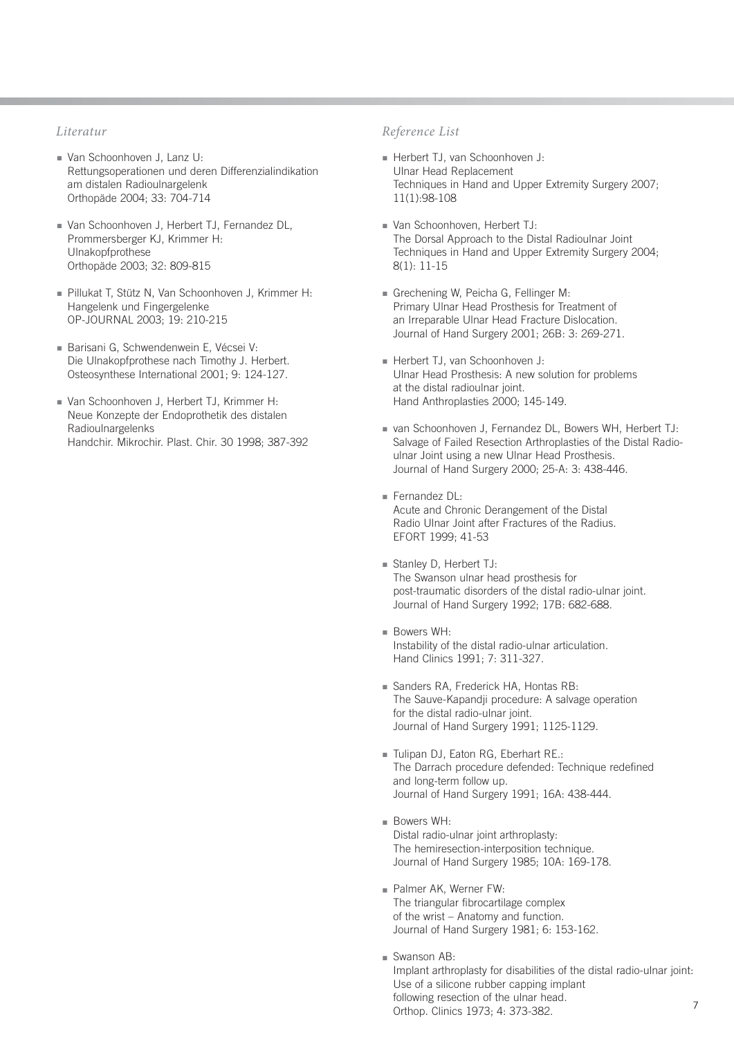## *Literatur*

- Van Schoonhoven J, Lanz U:
  Rettungsoperationen und deren Differenzialindikation am distalen Radioulnargelenk
  Orthopäde 2004; 33: 704-714

- Van Schoonhoven J, Herbert TJ, Fernandez DL, Prommersberger KJ, Krimmer H:
  Ulnakopfprothese
  Orthopäde 2003; 32: 809-815

- Pillukat T, Stütz N, Van Schoonhoven J, Krimmer H:
  Hangelenk und Fingergelenke
  OP-JOURNAL 2003; 19: 210-215

- Barisani G, Schwendenwein E, Vécsei V:
  Die Ulnakopfprothese nach Timothy J. Herbert.
  Osteosynthese International 2001; 9: 124-127.

- Van Schoonhoven J, Herbert TJ, Krimmer H:
  Neue Konzepte der Endoprothetik des distalen Radioulnargelenks
  Handchir. Mikrochir. Plast. Chir. 30 1998; 387-392

## *Reference List*

- Herbert TJ, van Schoonhoven J:
  Ulnar Head Replacement
  Techniques in Hand and Upper Extremity Surgery 2007; 11(1):98-108

- Van Schoonhoven, Herbert TJ:
  The Dorsal Approach to the Distal Radioulnar Joint
  Techniques in Hand and Upper Extremity Surgery 2004; 8(1): 11-15

- Grechening W, Peicha G, Fellinger M:
  Primary Ulnar Head Prosthesis for Treatment of an Irreparable Ulnar Head Fracture Dislocation.
  Journal of Hand Surgery 2001; 26B: 3: 269-271.

- Herbert TJ, van Schoonhoven J:
  Ulnar Head Prosthesis: A new solution for problems at the distal radioulnar joint.
  Hand Anthroplasties 2000; 145-149.

- van Schoonhoven J, Fernandez DL, Bowers WH, Herbert TJ:
  Salvage of Failed Resection Arthroplasties of the Distal Radio-ulnar Joint using a new Ulnar Head Prosthesis.
  Journal of Hand Surgery 2000; 25-A: 3: 438-446.

- Fernandez DL:
  Acute and Chronic Derangement of the Distal Radio Ulnar Joint after Fractures of the Radius.
  EFORT 1999; 41-53

- Stanley D, Herbert TJ:
  The Swanson ulnar head prosthesis for post-traumatic disorders of the distal radio-ulnar joint.
  Journal of Hand Surgery 1992; 17B: 682-688.

- Bowers WH:
  Instability of the distal radio-ulnar articulation.
  Hand Clinics 1991; 7: 311-327.

- Sanders RA, Frederick HA, Hontas RB:
  The Sauve-Kapandji procedure: A salvage operation for the distal radio-ulnar joint.
  Journal of Hand Surgery 1991; 1125-1129.

- Tulipan DJ, Eaton RG, Eberhart RE.:
  The Darrach procedure defended: Technique redefined and long-term follow up.
  Journal of Hand Surgery 1991; 16A: 438-444.

- Bowers WH:
  Distal radio-ulnar joint arthroplasty:
  The hemiresection-interposition technique.
  Journal of Hand Surgery 1985; 10A: 169-178.

- Palmer AK, Werner FW:
  The triangular fibrocartilage complex of the wrist – Anatomy and function.
  Journal of Hand Surgery 1981; 6: 153-162.

- Swanson AB:
  Implant arthroplasty for disabilities of the distal radio-ulnar joint:
  Use of a silicone rubber capping implant following resection of the ulnar head.
  Orthop. Clinics 1973; 4: 373-382.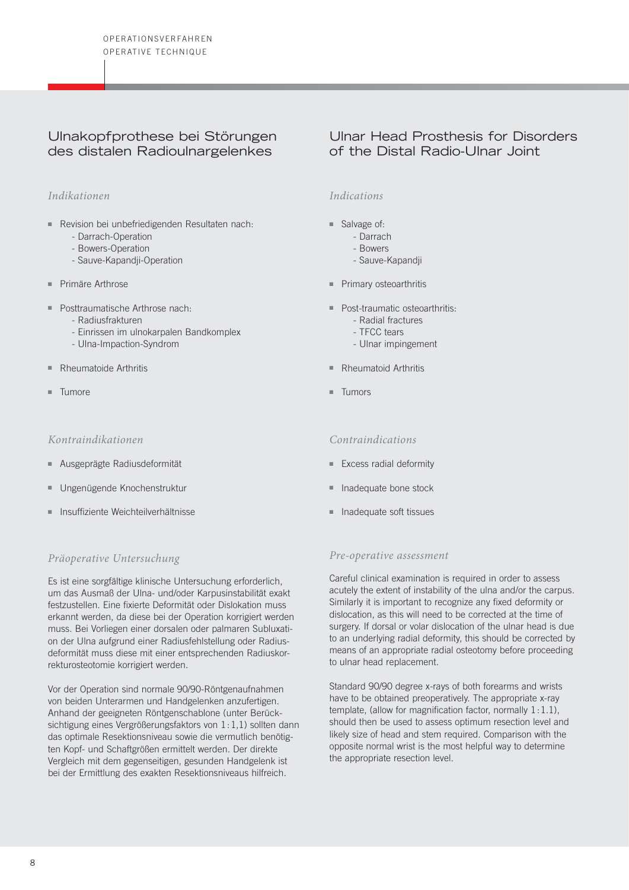# Ulnakopfprothese bei Störungen des distalen Radioulnargelenkes

### *Indikationen*

- Revision bei unbefriedigenden Resultaten nach:
  - Darrach-Operation
  - Bowers-Operation
  - Sauve-Kapandji-Operation
- Primäre Arthrose
- Posttraumatische Arthrose nach:
  - Radiusfrakturen
  - Einrissen im ulnokarpalen Bandkomplex
  - Ulna-Impaction-Syndrom
- Rheumatoide Arthritis
- Tumore

### *Kontraindikationen*

- Ausgeprägte Radiusdeformität
- Ungenügende Knochenstruktur
- Insuffiziente Weichteilverhältnisse

### *Präoperative Untersuchung*

Es ist eine sorgfältige klinische Untersuchung erforderlich, um das Ausmaß der Ulna- und/oder Karpusinstabilität exakt festzustellen. Eine fixierte Deformität oder Dislokation muss erkannt werden, da diese bei der Operation korrigiert werden muss. Bei Vorliegen einer dorsalen oder palmaren Subluxation der Ulna aufgrund einer Radiusfehlstellung oder Radiusdeformität muss diese mit einer entsprechenden Radiuskorrekturosteotomie korrigiert werden.

Vor der Operation sind normale 90/90-Röntgenaufnahmen von beiden Unterarmen und Handgelenken anzufertigen. Anhand der geeigneten Röntgenschablone (unter Berücksichtigung eines Vergrößerungsfaktors von 1:1,1) sollten dann das optimale Resektionsniveau sowie die vermutlich benötigten Kopf- und Schaftgrößen ermittelt werden. Der direkte Vergleich mit dem gegenseitigen, gesunden Handgelenk ist bei der Ermittlung des exakten Resektionsniveaus hilfreich.

# Ulnar Head Prosthesis for Disorders of the Distal Radio-Ulnar Joint

### *Indications*

- Salvage of:
  - Darrach
  - Bowers
  - Sauve-Kapandji
- Primary osteoarthritis
- Post-traumatic osteoarthritis:
  - Radial fractures
  - TFCC tears
  - Ulnar impingement
- Rheumatoid Arthritis
- Tumors

### *Contraindications*

- Excess radial deformity
- Inadequate bone stock
- Inadequate soft tissues

### *Pre-operative assessment*

Careful clinical examination is required in order to assess acutely the extent of instability of the ulna and/or the carpus. Similarly it is important to recognize any fixed deformity or dislocation, as this will need to be corrected at the time of surgery. If dorsal or volar dislocation of the ulnar head is due to an underlying radial deformity, this should be corrected by means of an appropriate radial osteotomy before proceeding to ulnar head replacement.

Standard 90/90 degree x-rays of both forearms and wrists have to be obtained preoperatively. The appropriate x-ray template, (allow for magnification factor, normally 1:1.1), should then be used to assess optimum resection level and likely size of head and stem required. Comparison with the opposite normal wrist is the most helpful way to determine the appropriate resection level.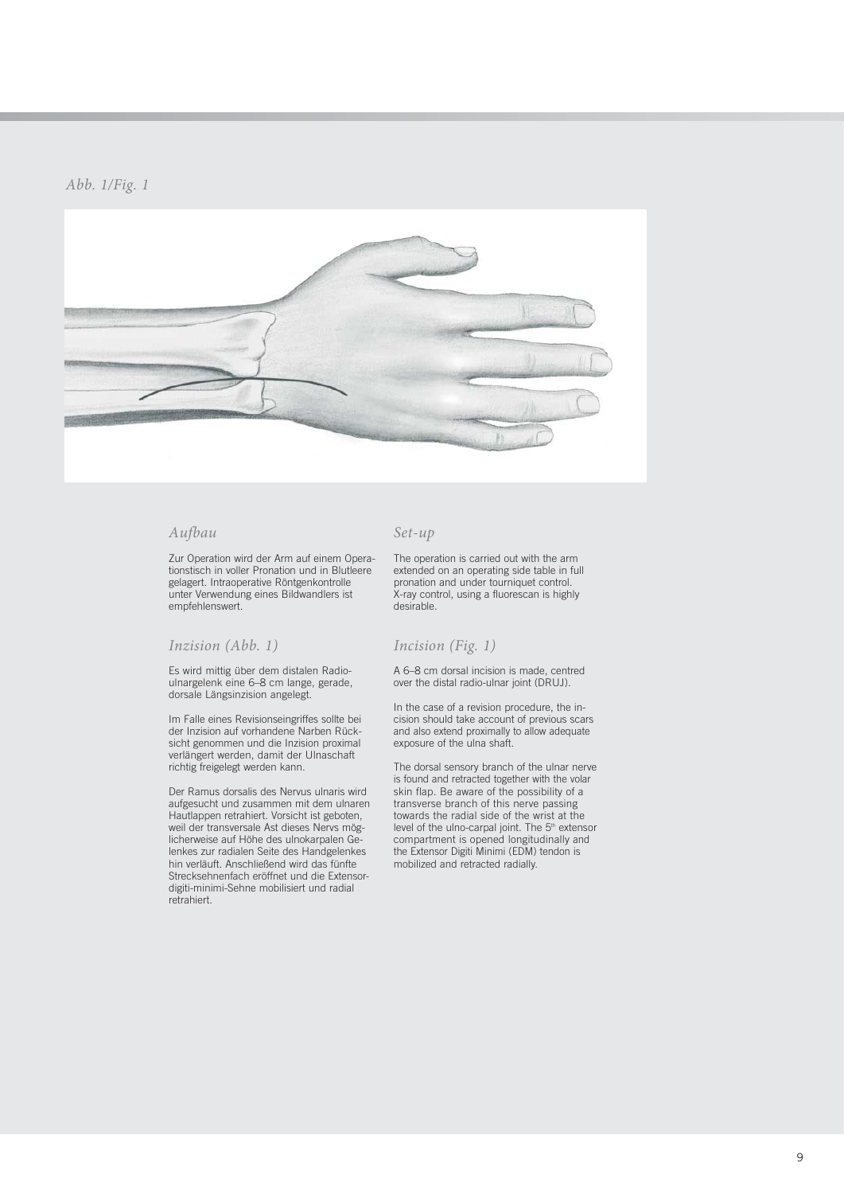*Abb. 1/Fig. 1*

## *Aufbau*

Zur Operation wird der Arm auf einem Operationstisch in voller Pronation und in Blutleere gelagert. Intraoperative Röntgenkontrolle unter Verwendung eines Bildwandlers ist empfehlenswert.

## *Inzision (Abb. 1)*

Es wird mittig über dem distalen Radioulnargelenk eine 6–8 cm lange, gerade, dorsale Längsinzision angelegt.

Im Falle eines Revisionseingriffes sollte bei der Inzision auf vorhandene Narben Rücksicht genommen und die Inzision proximal verlängert werden, damit der Ulnaschaft richtig freigelegt werden kann.

Der Ramus dorsalis des Nervus ulnaris wird aufgesucht und zusammen mit dem ulnaren Hautlappen retrahiert. Vorsicht ist geboten, weil der transversale Ast dieses Nervs möglicherweise auf Höhe des ulnokarpalen Gelenkes zur radialen Seite des Handgelenkes hin verläuft. Anschließend wird das fünfte Strecksehnenfach eröffnet und die Extensor-digiti-minimi-Sehne mobilisiert und radial retrahiert.

## *Set-up*

The operation is carried out with the arm extended on an operating side table in full pronation and under tourniquet control. X-ray control, using a fluorescan is highly desirable.

## *Incision (Fig. 1)*

A 6–8 cm dorsal incision is made, centred over the distal radio-ulnar joint (DRUJ).

In the case of a revision procedure, the incision should take account of previous scars and also extend proximally to allow adequate exposure of the ulna shaft.

The dorsal sensory branch of the ulnar nerve is found and retracted together with the volar skin flap. Be aware of the possibility of a transverse branch of this nerve passing towards the radial side of the wrist at the level of the ulno-carpal joint. The 5th extensor compartment is opened longitudinally and the Extensor Digiti Minimi (EDM) tendon is mobilized and retracted radially.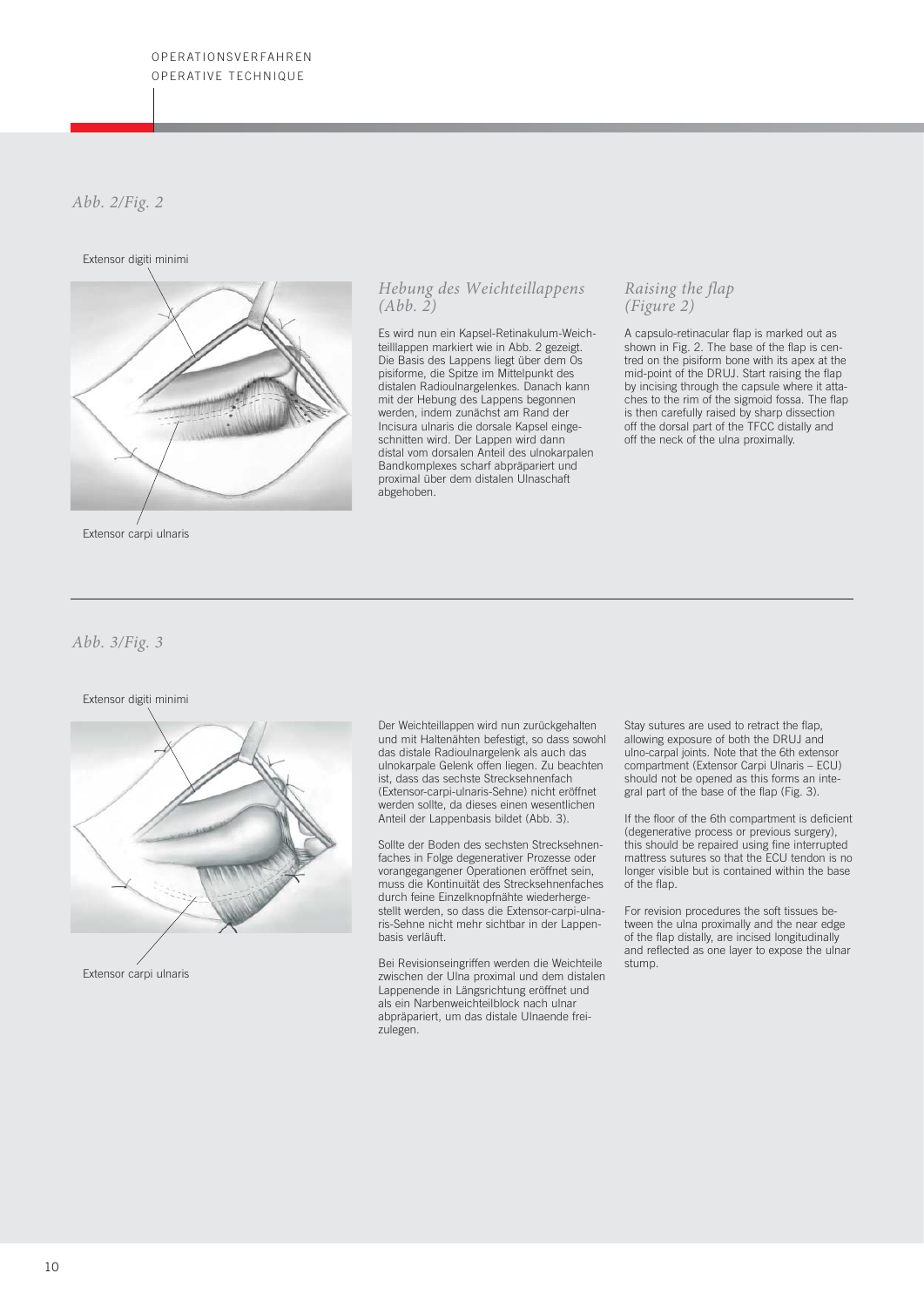*Abb. 2/Fig. 2*

Extensor digiti minimi

Extensor carpi ulnaris

### *Hebung des Weichteillappens (Abb. 2)*

Es wird nun ein Kapsel-Retinakulum-Weichteilllappen markiert wie in Abb. 2 gezeigt. Die Basis des Lappens liegt über dem Os pisiforme, die Spitze im Mittelpunkt des distalen Radioulnargelenkes. Danach kann mit der Hebung des Lappens begonnen werden, indem zunächst am Rand der Incisura ulnaris die dorsale Kapsel eingeschnitten wird. Der Lappen wird dann distal vom dorsalen Anteil des ulnokarpalen Bandkomplexes scharf abpräpariert und proximal über dem distalen Ulnaschaft abgehoben.

### *Raising the flap (Figure 2)*

A capsulo-retinacular flap is marked out as shown in Fig. 2. The base of the flap is centred on the pisiform bone with its apex at the mid-point of the DRUJ. Start raising the flap by incising through the capsule where it attaches to the rim of the sigmoid fossa. The flap is then carefully raised by sharp dissection off the dorsal part of the TFCC distally and off the neck of the ulna proximally.

---

*Abb. 3/Fig. 3*

Extensor digiti minimi

Extensor carpi ulnaris

Der Weichteillappen wird nun zurückgehalten und mit Haltenähten befestigt, so dass sowohl das distale Radioulnargelenk als auch das ulnokarpale Gelenk offen liegen. Zu beachten ist, dass das sechste Strecksehnenfach (Extensor-carpi-ulnaris-Sehne) nicht eröffnet werden sollte, da dieses einen wesentlichen Anteil der Lappenbasis bildet (Abb. 3).

Sollte der Boden des sechsten Strecksehnenfaches in Folge degenerativer Prozesse oder vorangegangener Operationen eröffnet sein, muss die Kontinuität des Strecksehnenfaches durch feine Einzelknopfnähte wiederhergestellt werden, so dass die Extensor-carpi-ulnaris-Sehne nicht mehr sichtbar in der Lappenbasis verläuft.

Bei Revisionseingriffen werden die Weichteile zwischen der Ulna proximal und dem distalen Lappenende in Längsrichtung eröffnet und als ein Narbenweichteilblock nach ulnar abpräpariert, um das distale Ulnaende freizulegen.

Stay sutures are used to retract the flap, allowing exposure of both the DRUJ and ulno-carpal joints. Note that the 6th extensor compartment (Extensor Carpi Ulnaris – ECU) should not be opened as this forms an integral part of the base of the flap (Fig. 3).

If the floor of the 6th compartment is deficient (degenerative process or previous surgery), this should be repaired using fine interrupted mattress sutures so that the ECU tendon is no longer visible but is contained within the base of the flap.

For revision procedures the soft tissues between the ulna proximally and the near edge of the flap distally, are incised longitudinally and reflected as one layer to expose the ulnar stump.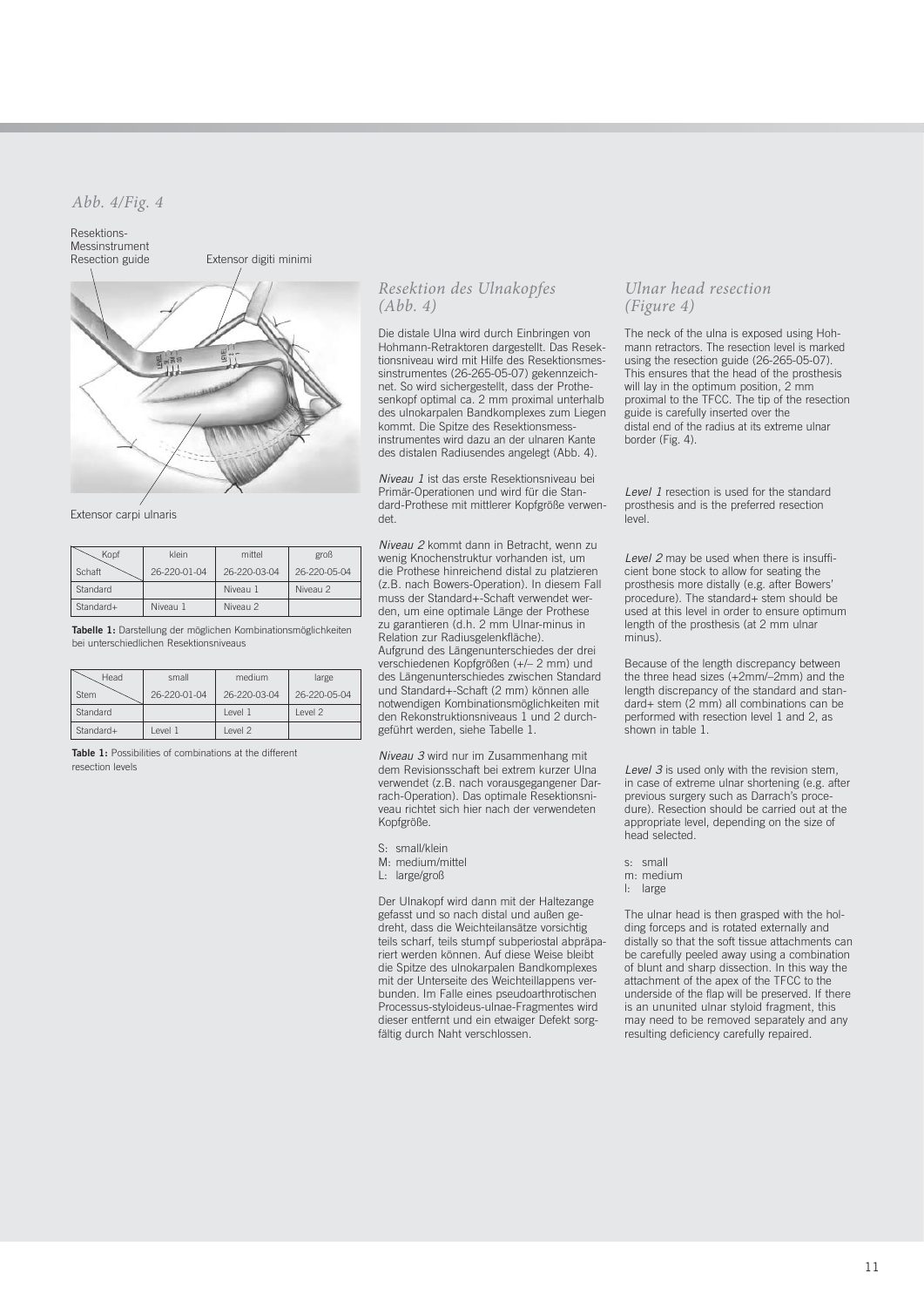*Abb. 4/Fig. 4*

Resektions-
Messinstrument
Resection guide

Extensor digiti minimi

Extensor carpi ulnaris

| Kopf / Schaft | klein 26-220-01-04 | mittel 26-220-03-04 | groß 26-220-05-04 |
|---|---|---|---|
| Standard | | Niveau 1 | Niveau 2 |
| Standard+ | Niveau 1 | Niveau 2 | |

**Tabelle 1:** Darstellung der möglichen Kombinationsmöglichkeiten bei unterschiedlichen Resektionsniveaus

| Head / Stem | small 26-220-01-04 | medium 26-220-03-04 | large 26-220-05-04 |
|---|---|---|---|
| Standard | | Level 1 | Level 2 |
| Standard+ | Level 1 | Level 2 | |

**Table 1:** Possibilities of combinations at the different resection levels

## *Resektion des Ulnakopfes (Abb. 4)*

Die distale Ulna wird durch Einbringen von Hohmann-Retraktoren dargestellt. Das Resektionsniveau wird mit Hilfe des Resektionsmessinstrumentes (26-265-05-07) gekennzeichnet. So wird sichergestellt, dass der Prothesenkopf optimal ca. 2 mm proximal unterhalb des ulnokarpalen Bandkomplexes zum Liegen kommt. Die Spitze des Resektionsmessinstrumentes wird dazu an der ulnaren Kante des distalen Radiusendes angelegt (Abb. 4).

*Niveau 1* ist das erste Resektionsniveau bei Primär-Operationen und wird für die Standard-Prothese mit mittlerer Kopfgröße verwendet.

*Niveau 2* kommt dann in Betracht, wenn zu wenig Knochenstruktur vorhanden ist, um die Prothese hinreichend distal zu platzieren (z.B. nach Bowers-Operation). In diesem Fall muss der Standard+-Schaft verwendet werden, um eine optimale Länge der Prothese zu garantieren (d.h. 2 mm Ulnar-minus in Relation zur Radiusgelenkfläche).
Aufgrund des Längenunterschiedes der drei verschiedenen Kopfgrößen (+/– 2 mm) und des Längenunterschiedes zwischen Standard und Standard+-Schaft (2 mm) können alle notwendigen Kombinationsmöglichkeiten mit den Rekonstruktionsniveaus 1 und 2 durchgeführt werden, siehe Tabelle 1.

*Niveau 3* wird nur im Zusammenhang mit dem Revisionsschaft bei extrem kurzer Ulna verwendet (z.B. nach vorausgegangener Darrach-Operation). Das optimale Resektionsniveau richtet sich hier nach der verwendeten Kopfgröße.

S: small/klein
M: medium/mittel
L: large/groß

Der Ulnakopf wird dann mit der Haltezange gefasst und so nach distal und außen gedreht, dass die Weichteilansätze vorsichtig teils scharf, teils stumpf subperiostal abpräpariert werden können. Auf diese Weise bleibt die Spitze des ulnokarpalen Bandkomplexes mit der Unterseite des Weichteillappens verbunden. Im Falle eines pseudoarthrotischen Processus-styloideus-ulnae-Fragmentes wird dieser entfernt und ein etwaiger Defekt sorgfältig durch Naht verschlossen.

## *Ulnar head resection (Figure 4)*

The neck of the ulna is exposed using Hohmann retractors. The resection level is marked using the resection guide (26-265-05-07). This ensures that the head of the prosthesis will lay in the optimum position, 2 mm proximal to the TFCC. The tip of the resection guide is carefully inserted over the distal end of the radius at its extreme ulnar border (Fig. 4).

*Level 1* resection is used for the standard prosthesis and is the preferred resection level.

*Level 2* may be used when there is insufficient bone stock to allow for seating the prosthesis more distally (e.g. after Bowers' procedure). The standard+ stem should be used at this level in order to ensure optimum length of the prosthesis (at 2 mm ulnar minus).

Because of the length discrepancy between the three head sizes (+2mm/–2mm) and the length discrepancy of the standard and standard+ stem (2 mm) all combinations can be performed with resection level 1 and 2, as shown in table 1.

*Level 3* is used only with the revision stem, in case of extreme ulnar shortening (e.g. after previous surgery such as Darrach's procedure). Resection should be carried out at the appropriate level, depending on the size of head selected.

s: small
m: medium
l: large

The ulnar head is then grasped with the holding forceps and is rotated externally and distally so that the soft tissue attachments can be carefully peeled away using a combination of blunt and sharp dissection. In this way the attachment of the apex of the TFCC to the underside of the flap will be preserved. If there is an ununited ulnar styloid fragment, this may need to be removed separately and any resulting deficiency carefully repaired.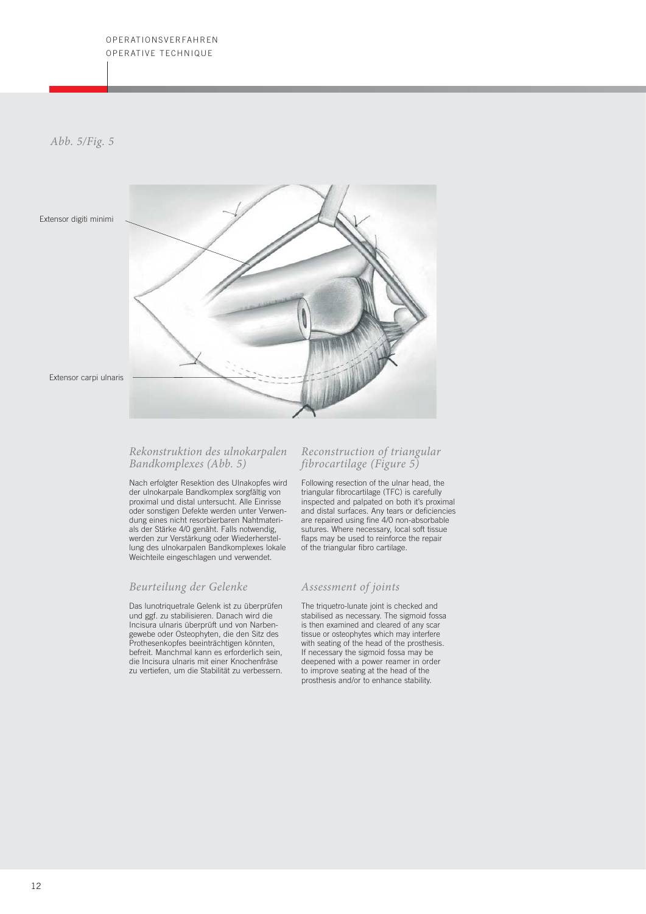*Abb. 5/Fig. 5*

Extensor digiti minimi

Extensor carpi ulnaris

## *Rekonstruktion des ulnokarpalen Bandkomplexes (Abb. 5)*

Nach erfolgter Resektion des Ulnakopfes wird der ulnokarpale Bandkomplex sorgfältig von proximal und distal untersucht. Alle Einrisse oder sonstigen Defekte werden unter Verwendung eines nicht resorbierbaren Nahtmaterials der Stärke 4/0 genäht. Falls notwendig, werden zur Verstärkung oder Wiederherstellung des ulnokarpalen Bandkomplexes lokale Weichteile eingeschlagen und verwendet.

## *Beurteilung der Gelenke*

Das lunotriquetrale Gelenk ist zu überprüfen und ggf. zu stabilisieren. Danach wird die Incisura ulnaris überprüft und von Narbengewebe oder Osteophyten, die den Sitz des Prothesenkopfes beeinträchtigen könnten, befreit. Manchmal kann es erforderlich sein, die Incisura ulnaris mit einer Knochenfräse zu vertiefen, um die Stabilität zu verbessern.

## *Reconstruction of triangular fibrocartilage (Figure 5)*

Following resection of the ulnar head, the triangular fibrocartilage (TFC) is carefully inspected and palpated on both it's proximal and distal surfaces. Any tears or deficiencies are repaired using fine 4/0 non-absorbable sutures. Where necessary, local soft tissue flaps may be used to reinforce the repair of the triangular fibro cartilage.

## *Assessment of joints*

The triquetro-lunate joint is checked and stabilised as necessary. The sigmoid fossa is then examined and cleared of any scar tissue or osteophytes which may interfere with seating of the head of the prosthesis. If necessary the sigmoid fossa may be deepened with a power reamer in order to improve seating at the head of the prosthesis and/or to enhance stability.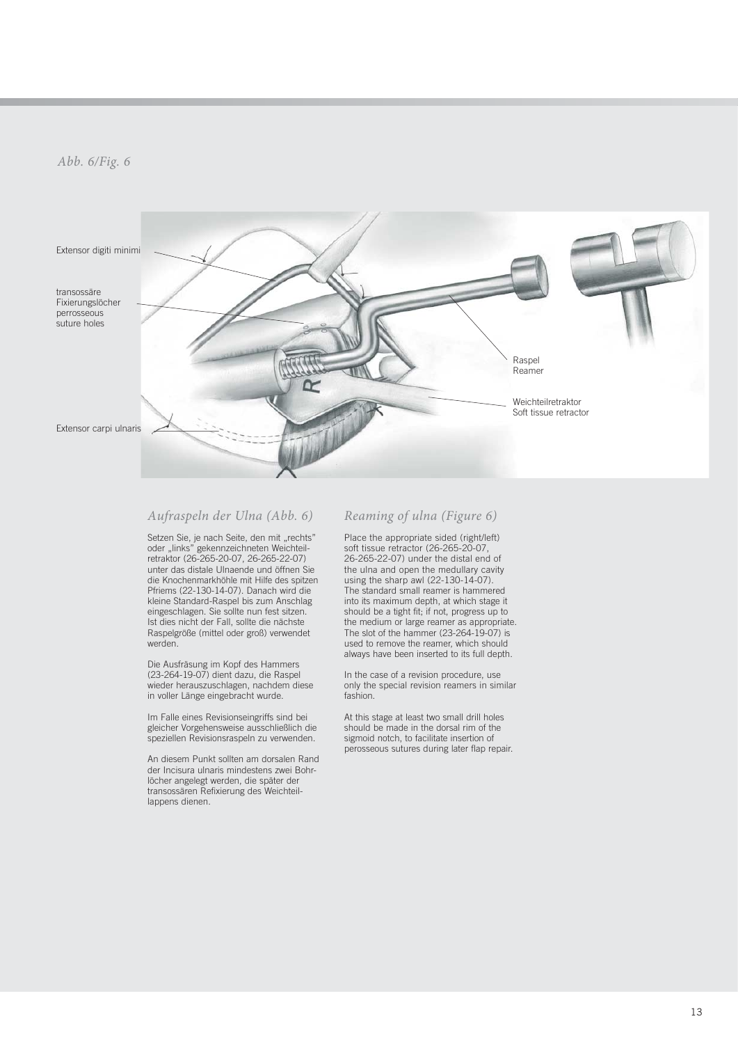*Abb. 6/Fig. 6*

Extensor digiti minimi

transossäre Fixierungslöcher
perrosseous suture holes

Raspel
Reamer

Weichteilretraktor
Soft tissue retractor

Extensor carpi ulnaris

## *Aufraspeln der Ulna (Abb. 6)*

Setzen Sie, je nach Seite, den mit „rechts" oder „links" gekennzeichneten Weichteilretraktor (26-265-20-07, 26-265-22-07) unter das distale Ulnaende und öffnen Sie die Knochenmarkhöhle mit Hilfe des spitzen Pfriems (22-130-14-07). Danach wird die kleine Standard-Raspel bis zum Anschlag eingeschlagen. Sie sollte nun fest sitzen. Ist dies nicht der Fall, sollte die nächste Raspelgröße (mittel oder groß) verwendet werden.

Die Ausfräsung im Kopf des Hammers (23-264-19-07) dient dazu, die Raspel wieder herauszuschlagen, nachdem diese in voller Länge eingebracht wurde.

Im Falle eines Revisionseingriffs sind bei gleicher Vorgehensweise ausschließlich die speziellen Revisionsraspeln zu verwenden.

An diesem Punkt sollten am dorsalen Rand der Incisura ulnaris mindestens zwei Bohrlöcher angelegt werden, die später der transossären Refixierung des Weichteillappens dienen.

## *Reaming of ulna (Figure 6)*

Place the appropriate sided (right/left) soft tissue retractor (26-265-20-07, 26-265-22-07) under the distal end of the ulna and open the medullary cavity using the sharp awl (22-130-14-07). The standard small reamer is hammered into its maximum depth, at which stage it should be a tight fit; if not, progress up to the medium or large reamer as appropriate. The slot of the hammer (23-264-19-07) is used to remove the reamer, which should always have been inserted to its full depth.

In the case of a revision procedure, use only the special revision reamers in similar fashion.

At this stage at least two small drill holes should be made in the dorsal rim of the sigmoid notch, to facilitate insertion of perosseous sutures during later flap repair.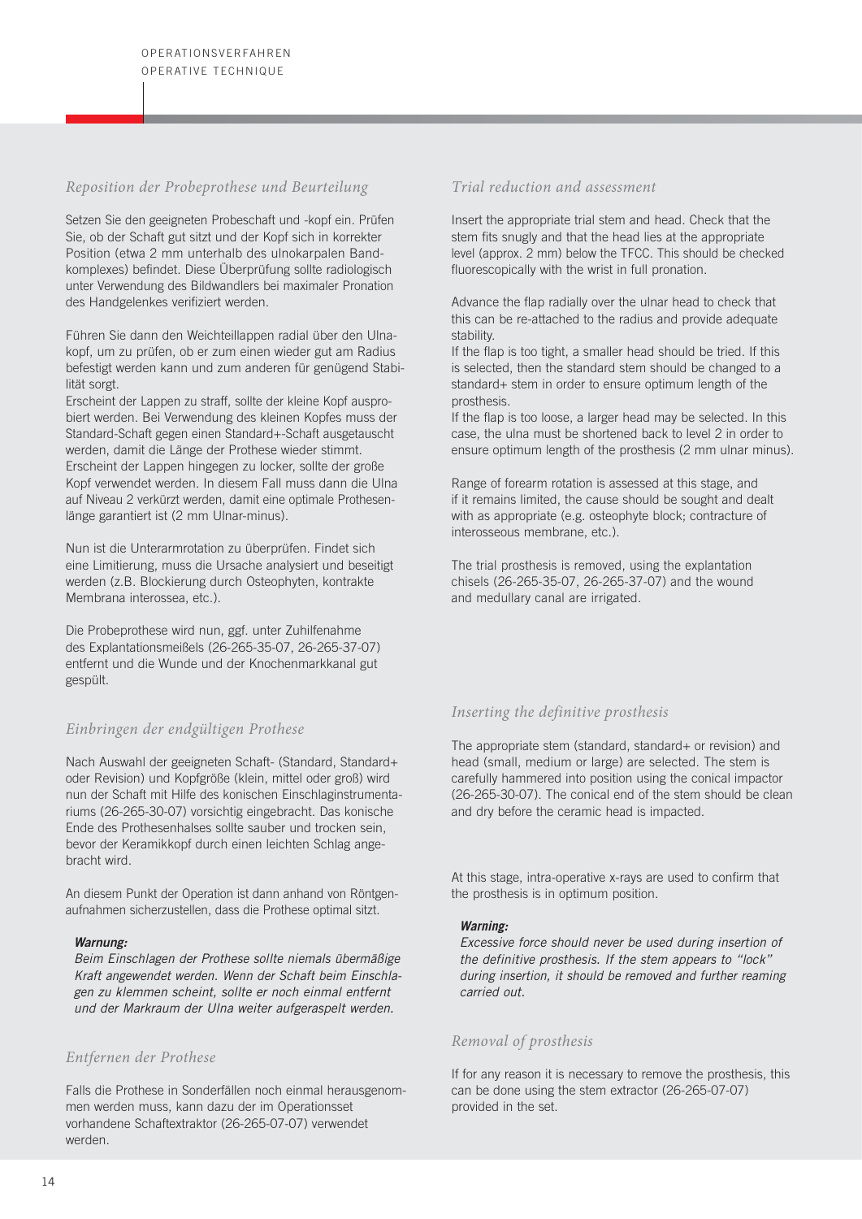# OPERATIONSVERFAHREN
# OPERATIVE TECHNIQUE

### *Reposition der Probeprothese und Beurteilung*

Setzen Sie den geeigneten Probeschaft und -kopf ein. Prüfen Sie, ob der Schaft gut sitzt und der Kopf sich in korrekter Position (etwa 2 mm unterhalb des ulnokarpalen Bandkomplexes) befindet. Diese Überprüfung sollte radiologisch unter Verwendung des Bildwandlers bei maximaler Pronation des Handgelenkes verifiziert werden.

Führen Sie dann den Weichteillappen radial über den Ulnakopf, um zu prüfen, ob er zum einen wieder gut am Radius befestigt werden kann und zum anderen für genügend Stabilität sorgt.
Erscheint der Lappen zu straff, sollte der kleine Kopf ausprobiert werden. Bei Verwendung des kleinen Kopfes muss der Standard-Schaft gegen einen Standard+-Schaft ausgetauscht werden, damit die Länge der Prothese wieder stimmt.
Erscheint der Lappen hingegen zu locker, sollte der große Kopf verwendet werden. In diesem Fall muss dann die Ulna auf Niveau 2 verkürzt werden, damit eine optimale Prothesenlänge garantiert ist (2 mm Ulnar-minus).

Nun ist die Unterarmrotation zu überprüfen. Findet sich eine Limitierung, muss die Ursache analysiert und beseitigt werden (z.B. Blockierung durch Osteophyten, kontrakte Membrana interossea, etc.).

Die Probeprothese wird nun, ggf. unter Zuhilfenahme des Explantationsmeißels (26-265-35-07, 26-265-37-07) entfernt und die Wunde und der Knochenmarkkanal gut gespült.

### *Trial reduction and assessment*

Insert the appropriate trial stem and head. Check that the stem fits snugly and that the head lies at the appropriate level (approx. 2 mm) below the TFCC. This should be checked fluorescopically with the wrist in full pronation.

Advance the flap radially over the ulnar head to check that this can be re-attached to the radius and provide adequate stability.
If the flap is too tight, a smaller head should be tried. If this is selected, then the standard stem should be changed to a standard+ stem in order to ensure optimum length of the prosthesis.
If the flap is too loose, a larger head may be selected. In this case, the ulna must be shortened back to level 2 in order to ensure optimum length of the prosthesis (2 mm ulnar minus).

Range of forearm rotation is assessed at this stage, and if it remains limited, the cause should be sought and dealt with as appropriate (e.g. osteophyte block; contracture of interosseous membrane, etc.).

The trial prosthesis is removed, using the explantation chisels (26-265-35-07, 26-265-37-07) and the wound and medullary canal are irrigated.

### *Einbringen der endgültigen Prothese*

Nach Auswahl der geeigneten Schaft- (Standard, Standard+ oder Revision) und Kopfgröße (klein, mittel oder groß) wird nun der Schaft mit Hilfe des konischen Einschlaginstrumentariums (26-265-30-07) vorsichtig eingebracht. Das konische Ende des Prothesenhalses sollte sauber und trocken sein, bevor der Keramikkopf durch einen leichten Schlag angebracht wird.

An diesem Punkt der Operation ist dann anhand von Röntgenaufnahmen sicherzustellen, dass die Prothese optimal sitzt.

> ***Warnung:***
> *Beim Einschlagen der Prothese sollte niemals übermäßige Kraft angewendet werden. Wenn der Schaft beim Einschlagen zu klemmen scheint, sollte er noch einmal entfernt und der Markraum der Ulna weiter aufgeraspelt werden.*

### *Inserting the definitive prosthesis*

The appropriate stem (standard, standard+ or revision) and head (small, medium or large) are selected. The stem is carefully hammered into position using the conical impactor (26-265-30-07). The conical end of the stem should be clean and dry before the ceramic head is impacted.

At this stage, intra-operative x-rays are used to confirm that the prosthesis is in optimum position.

> ***Warning:***
> *Excessive force should never be used during insertion of the definitive prosthesis. If the stem appears to "lock" during insertion, it should be removed and further reaming carried out.*

### *Entfernen der Prothese*

Falls die Prothese in Sonderfällen noch einmal herausgenommen werden muss, kann dazu der im Operationsset vorhandene Schaftextraktor (26-265-07-07) verwendet werden.

### *Removal of prosthesis*

If for any reason it is necessary to remove the prosthesis, this can be done using the stem extractor (26-265-07-07) provided in the set.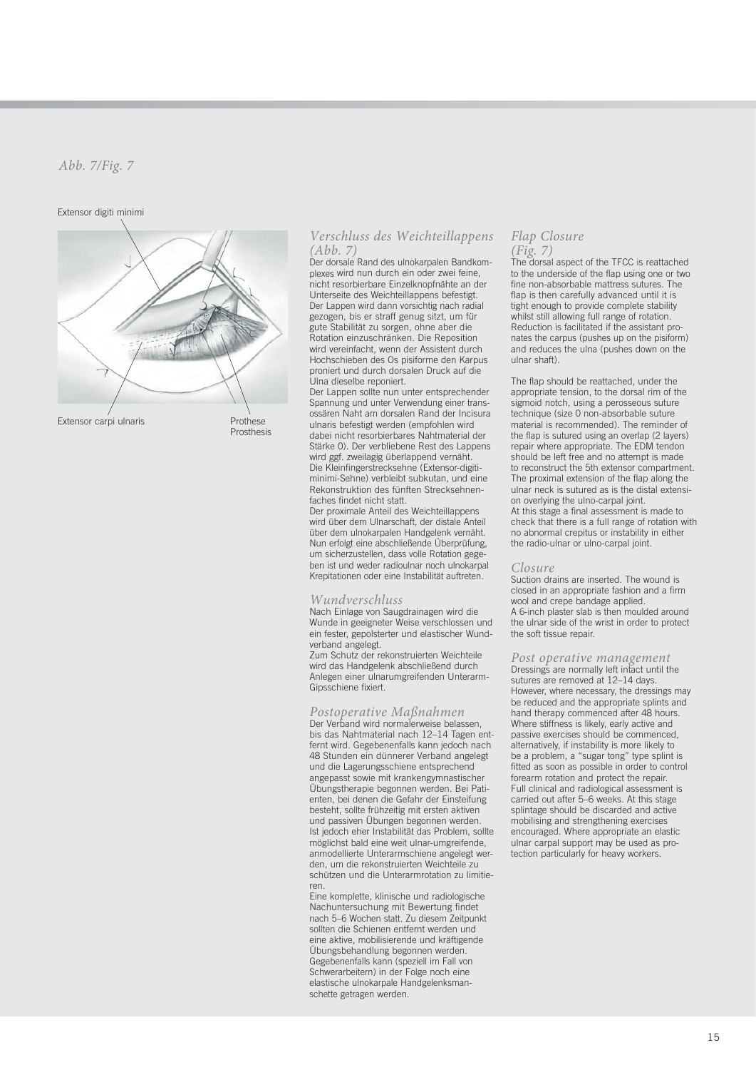*Abb. 7/Fig. 7*

Extensor digiti minimi

Extensor carpi ulnaris

Prothese
Prosthesis

## *Verschluss des Weichteillappens (Abb. 7)*

Der dorsale Rand des ulnokarpalen Bandkomplexes wird nun durch ein oder zwei feine, nicht resorbierbare Einzelknopfnähte an der Unterseite des Weichteillappens befestigt. Der Lappen wird dann vorsichtig nach radial gezogen, bis er straff genug sitzt, um für gute Stabilität zu sorgen, ohne aber die Rotation einzuschränken. Die Reposition wird vereinfacht, wenn der Assistent durch Hochschieben des Os pisiforme den Karpus proniert und durch dorsalen Druck auf die Ulna dieselbe reponiert.
Der Lappen sollte nun unter entsprechender Spannung und unter Verwendung einer transossären Naht am dorsalen Rand der Incisura ulnaris befestigt werden (empfohlen wird dabei nicht resorbierbares Nahtmaterial der Stärke 0). Der verbliebene Rest des Lappens wird ggf. zweilagig überlappend vernäht. Die Kleinfingerstrecksehne (Extensor-digiti-minimi-Sehne) verbleibt subkutan, und eine Rekonstruktion des fünften Strecksehnenfaches findet nicht statt.
Der proximale Anteil des Weichteillappens wird über dem Ulnarschaft, der distale Anteil über dem ulnokarpalen Handgelenk vernäht. Nun erfolgt eine abschließende Überprüfung, um sicherzustellen, dass volle Rotation gegeben ist und weder radioulnar noch ulnokarpal Krepitationen oder eine Instabilität auftreten.

## *Wundverschluss*

Nach Einlage von Saugdrainagen wird die Wunde in geeigneter Weise verschlossen und ein fester, gepolsterter und elastischer Wundverband angelegt.
Zum Schutz der rekonstruierten Weichteile wird das Handgelenk abschließend durch Anlegen einer ulnarumgreifenden Unterarm-Gipsschiene fixiert.

## *Postoperative Maßnahmen*

Der Verband wird normalerweise belassen, bis das Nahtmaterial nach 12–14 Tagen entfernt wird. Gegebenenfalls kann jedoch nach 48 Stunden ein dünnerer Verband angelegt und die Lagerungsschiene entsprechend angepasst sowie mit krankengymnastischer Übungstherapie begonnen werden. Bei Patienten, bei denen die Gefahr der Einsteifung besteht, sollte frühzeitig mit ersten aktiven und passiven Übungen begonnen werden. Ist jedoch eher Instabilität das Problem, sollte möglichst bald eine weit ulnar-umgreifende, anmodellierte Unterarmschiene angelegt werden, um die rekonstruierten Weichteile zu schützen und die Unterarmrotation zu limitieren.
Eine komplette, klinische und radiologische Nachuntersuchung mit Bewertung findet nach 5–6 Wochen statt. Zu diesem Zeitpunkt sollten die Schienen entfernt werden und eine aktive, mobilisierende und kräftigende Übungsbehandlung begonnen werden. Gegebenenfalls kann (speziell im Fall von Schwerarbeitern) in der Folge noch eine elastische ulnokarpale Handgelenksmanschette getragen werden.

## *Flap Closure (Fig. 7)*

The dorsal aspect of the TFCC is reattached to the underside of the flap using one or two fine non-absorbable mattress sutures. The flap is then carefully advanced until it is tight enough to provide complete stability whilst still allowing full range of rotation. Reduction is facilitated if the assistant pronates the carpus (pushes up on the pisiform) and reduces the ulna (pushes down on the ulnar shaft).

The flap should be reattached, under the appropriate tension, to the dorsal rim of the sigmoid notch, using a perosseous suture technique (size 0 non-absorbable suture material is recommended). The reminder of the flap is sutured using an overlap (2 layers) repair where appropriate. The EDM tendon should be left free and no attempt is made to reconstruct the 5th extensor compartment. The proximal extension of the flap along the ulnar neck is sutured as is the distal extension overlying the ulno-carpal joint.
At this stage a final assessment is made to check that there is a full range of rotation with no abnormal crepitus or instability in either the radio-ulnar or ulno-carpal joint.

## *Closure*

Suction drains are inserted. The wound is closed in an appropriate fashion and a firm wool and crepe bandage applied.
A 6-inch plaster slab is then moulded around the ulnar side of the wrist in order to protect the soft tissue repair.

## *Post operative management*

Dressings are normally left intact until the sutures are removed at 12–14 days. However, where necessary, the dressings may be reduced and the appropriate splints and hand therapy commenced after 48 hours. Where stiffness is likely, early active and passive exercises should be commenced, alternatively, if instability is more likely to be a problem, a "sugar tong" type splint is fitted as soon as possible in order to control forearm rotation and protect the repair.
Full clinical and radiological assessment is carried out after 5–6 weeks. At this stage splintage should be discarded and active mobilising and strengthening exercises encouraged. Where appropriate an elastic ulnar carpal support may be used as protection particularly for heavy workers.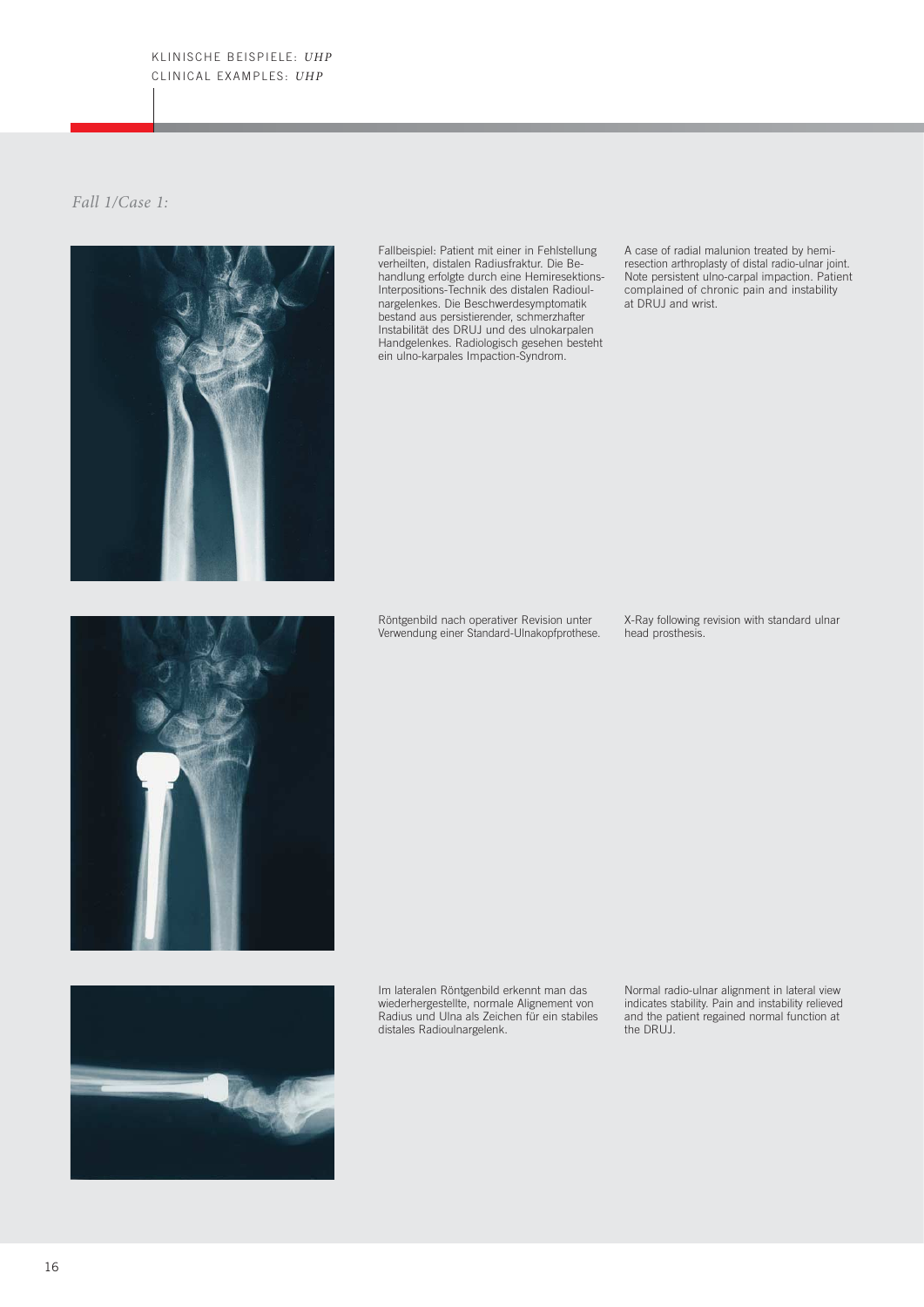KLINISCHE BEISPIELE: *UHP*
CLINICAL EXAMPLES: *UHP*

*Fall 1/Case 1:*

Fallbeispiel: Patient mit einer in Fehlstellung verheilten, distalen Radiusfraktur. Die Behandlung erfolgte durch eine Hemiresektions-Interpositions-Technik des distalen Radioulnargelenkes. Die Beschwerdesymptomatik bestand aus persistierender, schmerzhafter Instabilität des DRUJ und des ulnokarpalen Handgelenkes. Radiologisch gesehen besteht ein ulno-karpales Impaction-Syndrom.

A case of radial malunion treated by hemi-resection arthroplasty of distal radio-ulnar joint. Note persistent ulno-carpal impaction. Patient complained of chronic pain and instability at DRUJ and wrist.

Röntgenbild nach operativer Revision unter Verwendung einer Standard-Ulnakopfprothese.

X-Ray following revision with standard ulnar head prosthesis.

Im lateralen Röntgenbild erkennt man das wiederhergestellte, normale Alignement von Radius und Ulna als Zeichen für ein stabiles distales Radioulnargelenk.

Normal radio-ulnar alignment in lateral view indicates stability. Pain and instability relieved and the patient regained normal function at the DRUJ.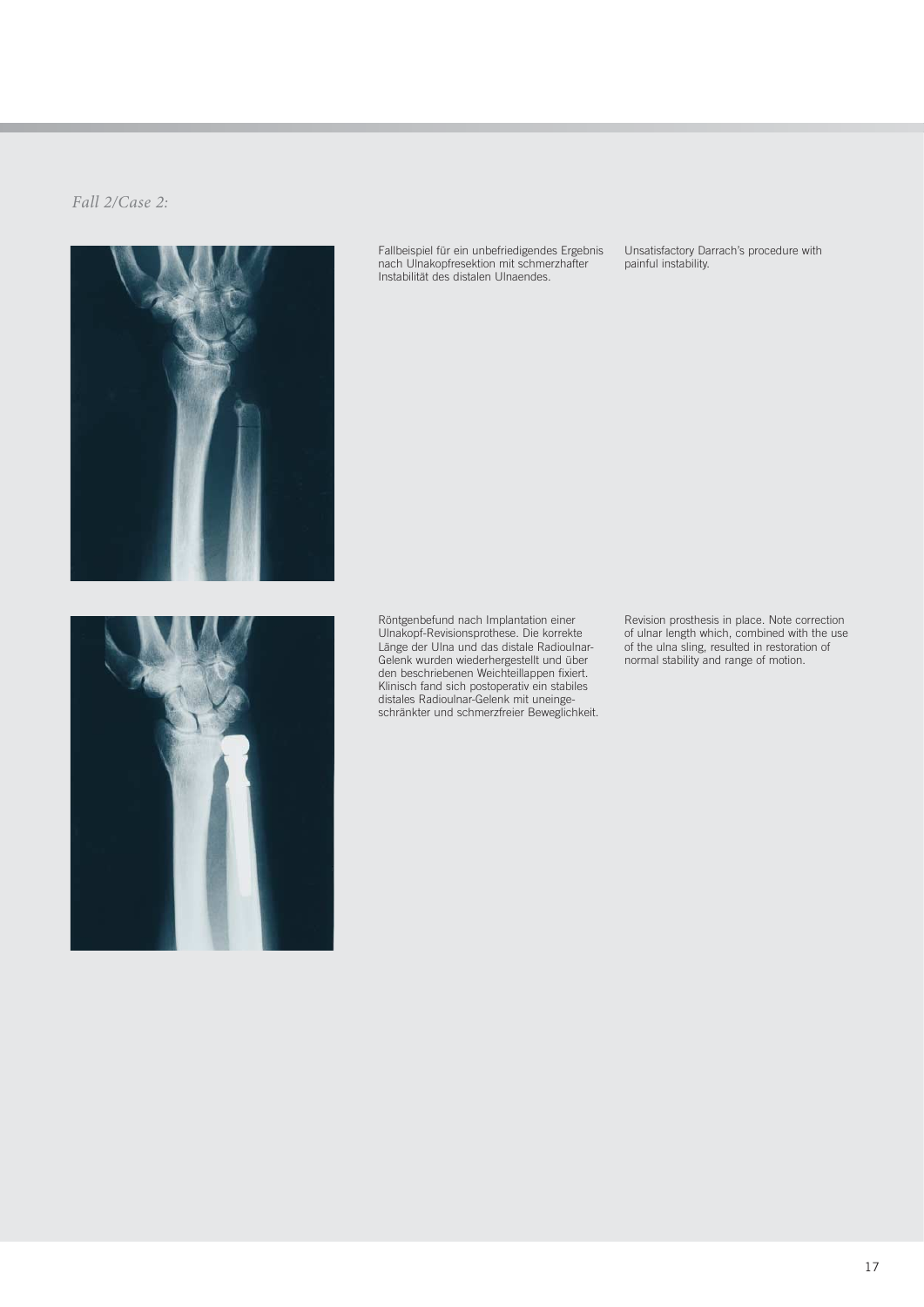*Fall 2/Case 2:*

Fallbeispiel für ein unbefriedigendes Ergebnis nach Ulnakopfresektion mit schmerzhafter Instabilität des distalen Ulnaendes.

Unsatisfactory Darrach's procedure with painful instability.

Röntgenbefund nach Implantation einer Ulnakopf-Revisionsprothese. Die korrekte Länge der Ulna und das distale Radioulnar-Gelenk wurden wiederhergestellt und über den beschriebenen Weichteillappen fixiert. Klinisch fand sich postoperativ ein stabiles distales Radioulnar-Gelenk mit uneingeschränkter und schmerzfreier Beweglichkeit.

Revision prosthesis in place. Note correction of ulnar length which, combined with the use of the ulna sling, resulted in restoration of normal stability and range of motion.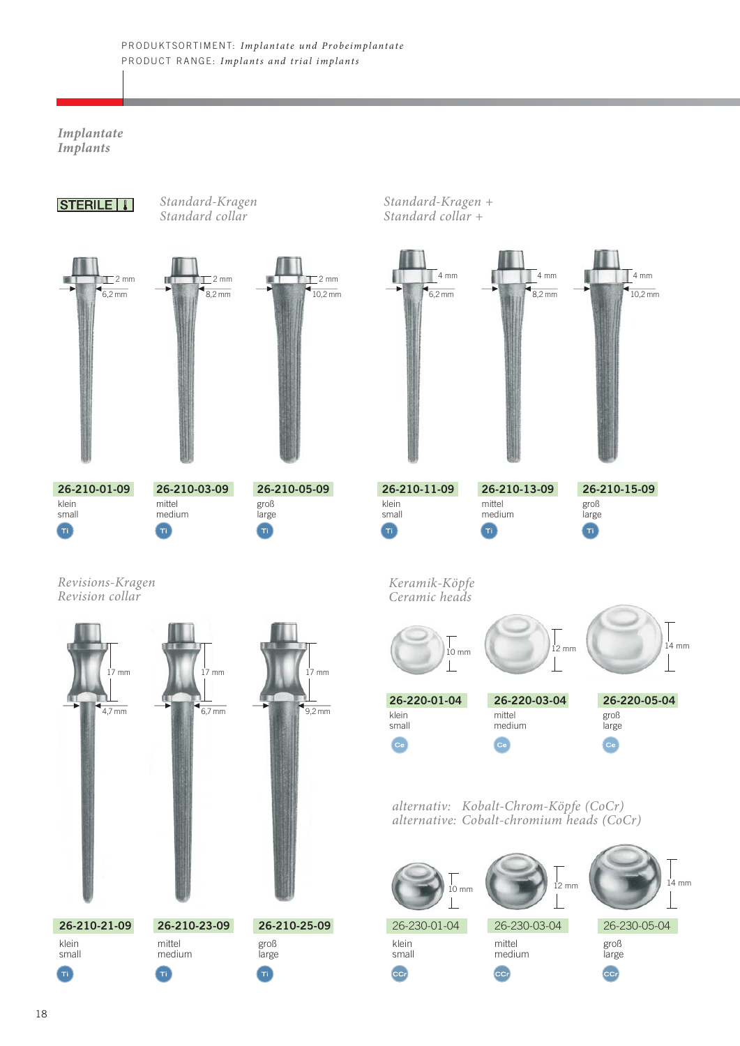PRODUKTSORTIMENT: *Implantate und Probeimplantate*
PRODUCT RANGE: *Implants and trial implants*

## *Implantate*
## *Implants*

STERILE

### *Standard-Kragen*
### *Standard collar*

| Artikel | Größe | Kragen | Durchmesser | Material |
|---|---|---|---|---|
| 26-210-01-09 | klein / small | 2 mm | 6,2 mm | Ti |
| 26-210-03-09 | mittel / medium | 2 mm | 8,2 mm | Ti |
| 26-210-05-09 | groß / large | 2 mm | 10,2 mm | Ti |

### *Standard-Kragen +*
### *Standard collar +*

| Artikel | Größe | Kragen | Durchmesser | Material |
|---|---|---|---|---|
| 26-210-11-09 | klein / small | 4 mm | 6,2 mm | Ti |
| 26-210-13-09 | mittel / medium | 4 mm | 8,2 mm | Ti |
| 26-210-15-09 | groß / large | 4 mm | 10,2 mm | Ti |

### *Revisions-Kragen*
### *Revision collar*

| Artikel | Größe | Kragen | Durchmesser | Material |
|---|---|---|---|---|
| 26-210-21-09 | klein / small | 17 mm | 4,7 mm | Ti |
| 26-210-23-09 | mittel / medium | 17 mm | 6,7 mm | Ti |
| 26-210-25-09 | groß / large | 17 mm | 9,2 mm | Ti |

### *Keramik-Köpfe*
### *Ceramic heads*

| Artikel | Größe | Durchmesser | Material |
|---|---|---|---|
| 26-220-01-04 | klein / small | 10 mm | Ce |
| 26-220-03-04 | mittel / medium | 12 mm | Ce |
| 26-220-05-04 | groß / large | 14 mm | Ce |

### *alternativ: Kobalt-Chrom-Köpfe (CoCr)*
### *alternative: Cobalt-chromium heads (CoCr)*

| Artikel | Größe | Durchmesser | Material |
|---|---|---|---|
| 26-230-01-04 | klein / small | 10 mm | CCr |
| 26-230-03-04 | mittel / medium | 12 mm | CCr |
| 26-230-05-04 | groß / large | 14 mm | CCr |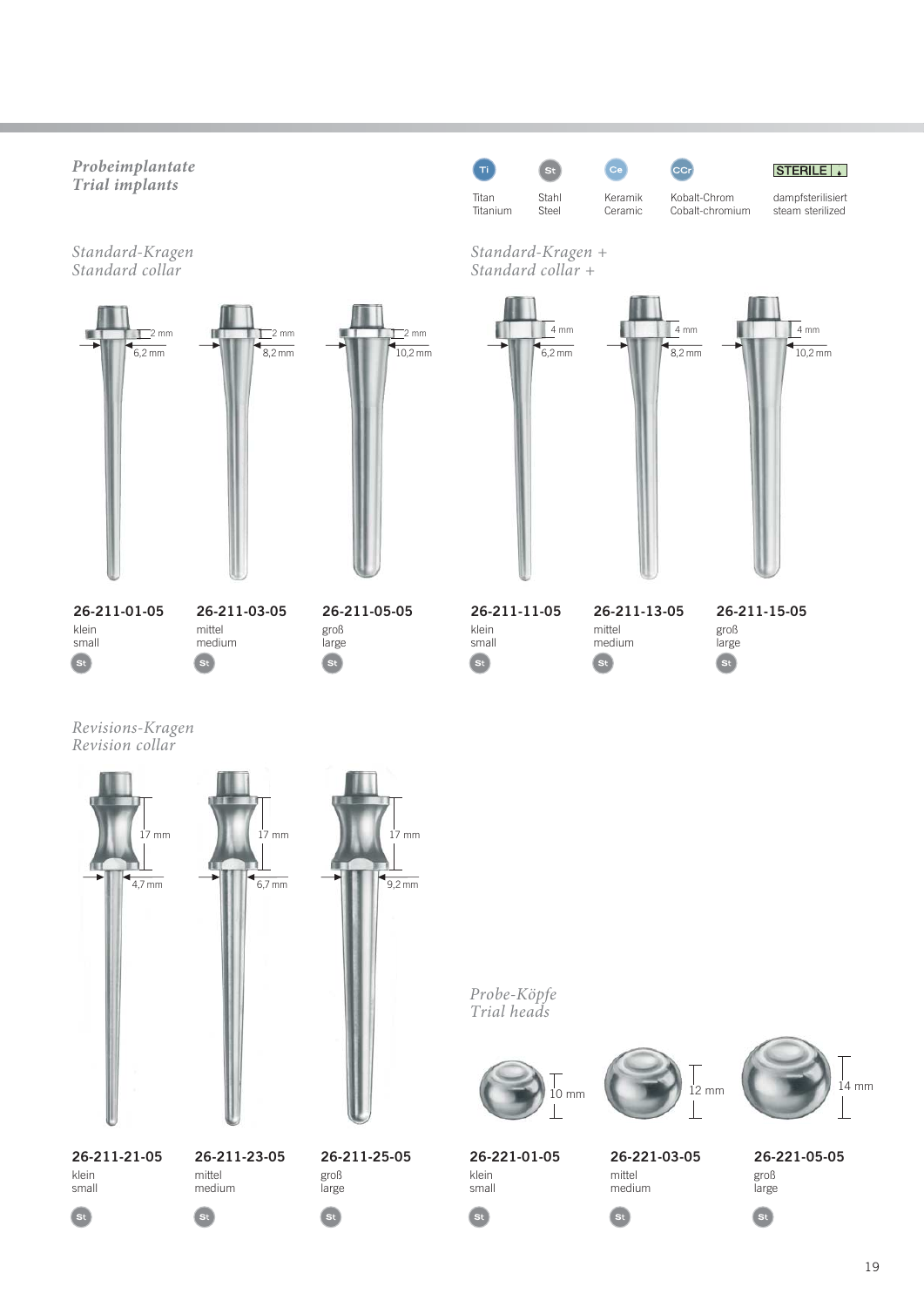*Probeimplantate*
*Trial implants*

| Ti | St | Ce | CCr | STERILE |
|---|---|---|---|---|
| Titan Titanium | Stahl Steel | Keramik Ceramic | Kobalt-Chrom Cobalt-chromium | dampfsterilisiert steam sterilized |

*Standard-Kragen*
*Standard collar*

2 mm — 6,2 mm | 2 mm — 8,2 mm | 2 mm — 10,2 mm

**26-211-01-05**
klein
small
St

**26-211-03-05**
mittel
medium
St

**26-211-05-05**
groß
large
St

*Standard-Kragen +*
*Standard collar +*

4 mm — 6,2 mm | 4 mm — 8,2 mm | 4 mm — 10,2 mm

**26-211-11-05**
klein
small
St

**26-211-13-05**
mittel
medium
St

**26-211-15-05**
groß
large
St

*Revisions-Kragen*
*Revision collar*

17 mm — 4,7 mm | 17 mm — 6,7 mm | 17 mm — 9,2 mm

**26-211-21-05**
klein
small
St

**26-211-23-05**
mittel
medium
St

**26-211-25-05**
groß
large
St

*Probe-Köpfe*
*Trial heads*

10 mm | 12 mm | 14 mm

**26-221-01-05**
klein
small
St

**26-221-03-05**
mittel
medium
St

**26-221-05-05**
groß
large
St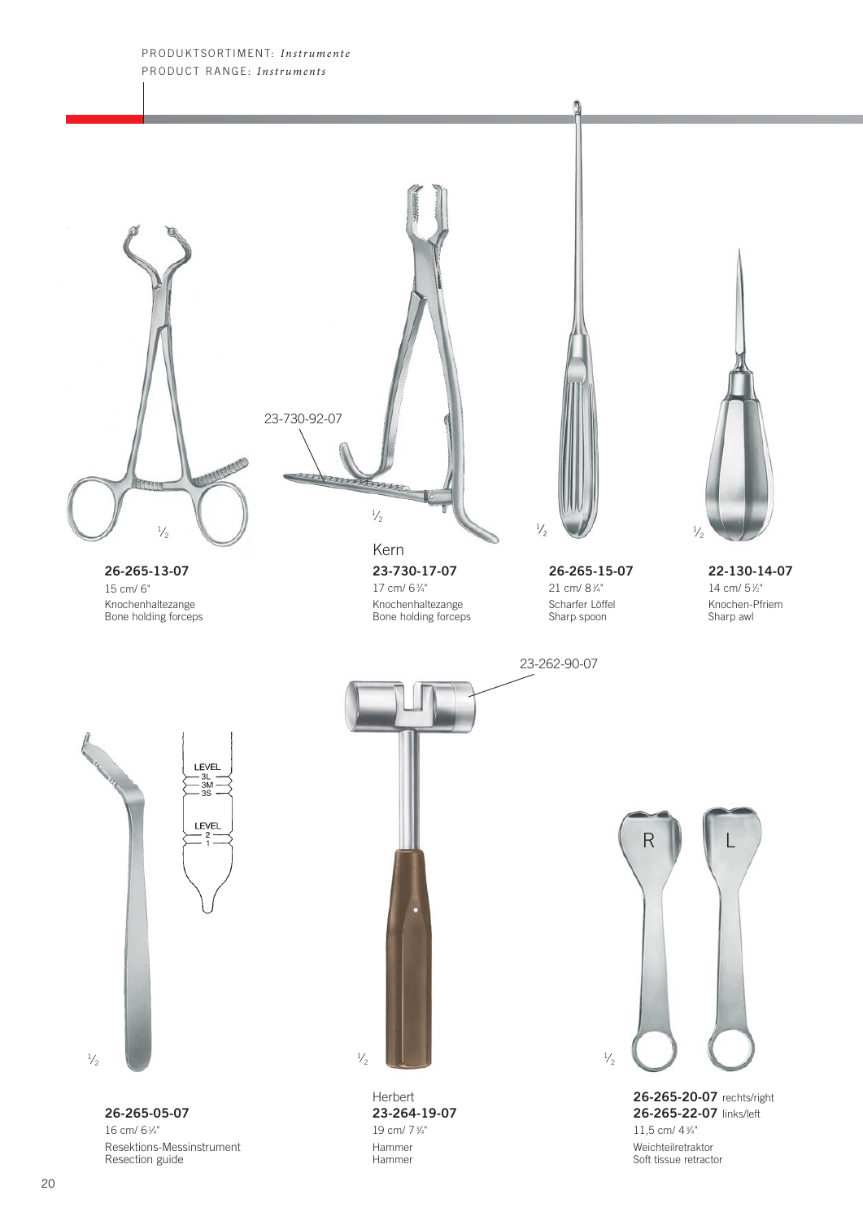PRODUKTSORTIMENT: *Instrumente*
PRODUCT RANGE: *Instruments*

23-730-92-07

**26-265-13-07**
15 cm/ 6"
Knochenhaltezange
Bone holding forceps

Kern
**23-730-17-07**
17 cm/ 6¾"
Knochenhaltezange
Bone holding forceps

**26-265-15-07**
21 cm/ 8¼"
Scharfer Löffel
Sharp spoon

**22-130-14-07**
14 cm/ 5½"
Knochen-Pfriem
Sharp awl

23-262-90-07

**26-265-05-07**
16 cm/ 6¼"
Resektions-Messinstrument
Resection guide

Herbert
**23-264-19-07**
19 cm/ 7¾"
Hammer
Hammer

**26-265-20-07** rechts/right
**26-265-22-07** links/left
11,5 cm/ 4¾"
Weichteilretraktor
Soft tissue retractor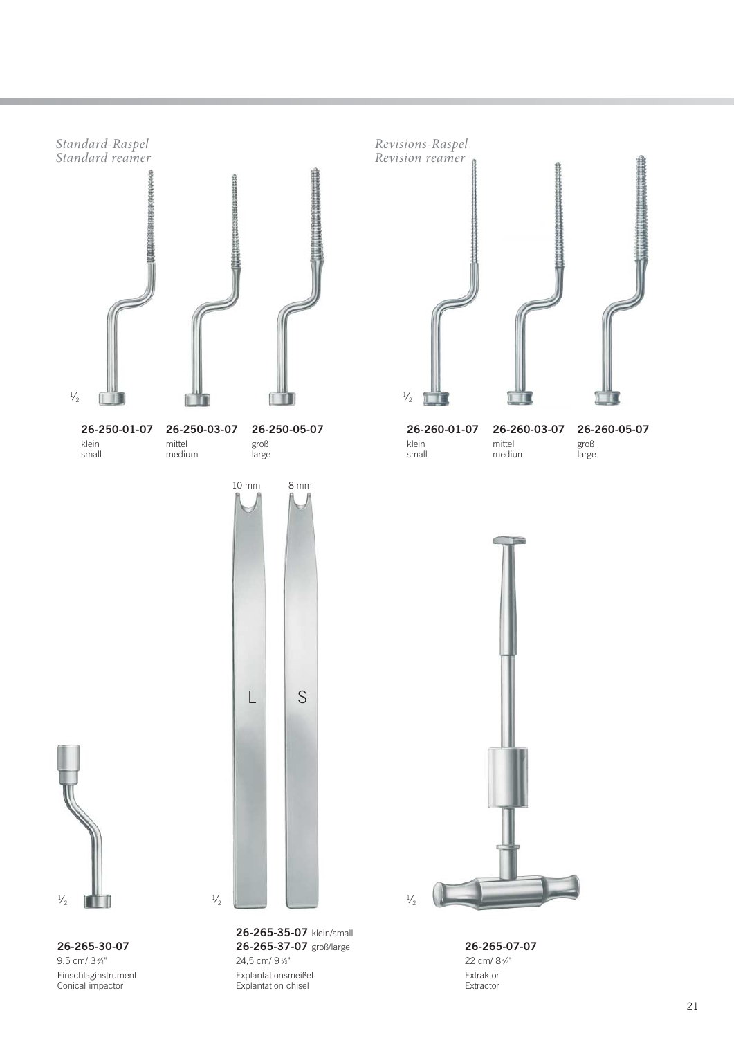*Standard-Raspel*
*Standard reamer*

½

**26-250-01-07**
klein
small

**26-250-03-07**
mittel
medium

**26-250-05-07**
groß
large

*Revisions-Raspel*
*Revision reamer*

½

**26-260-01-07**
klein
small

**26-260-03-07**
mittel
medium

**26-260-05-07**
groß
large

½

**26-265-30-07**
9,5 cm/ 3¾"
Einschlaginstrument
Conical impactor

10 mm  8 mm

L  S

½

**26-265-35-07** klein/small
**26-265-37-07** groß/large
24,5 cm/ 9½"
Explantationsmeißel
Explantation chisel

½

**26-265-07-07**
22 cm/ 8¾"
Extraktor
Extractor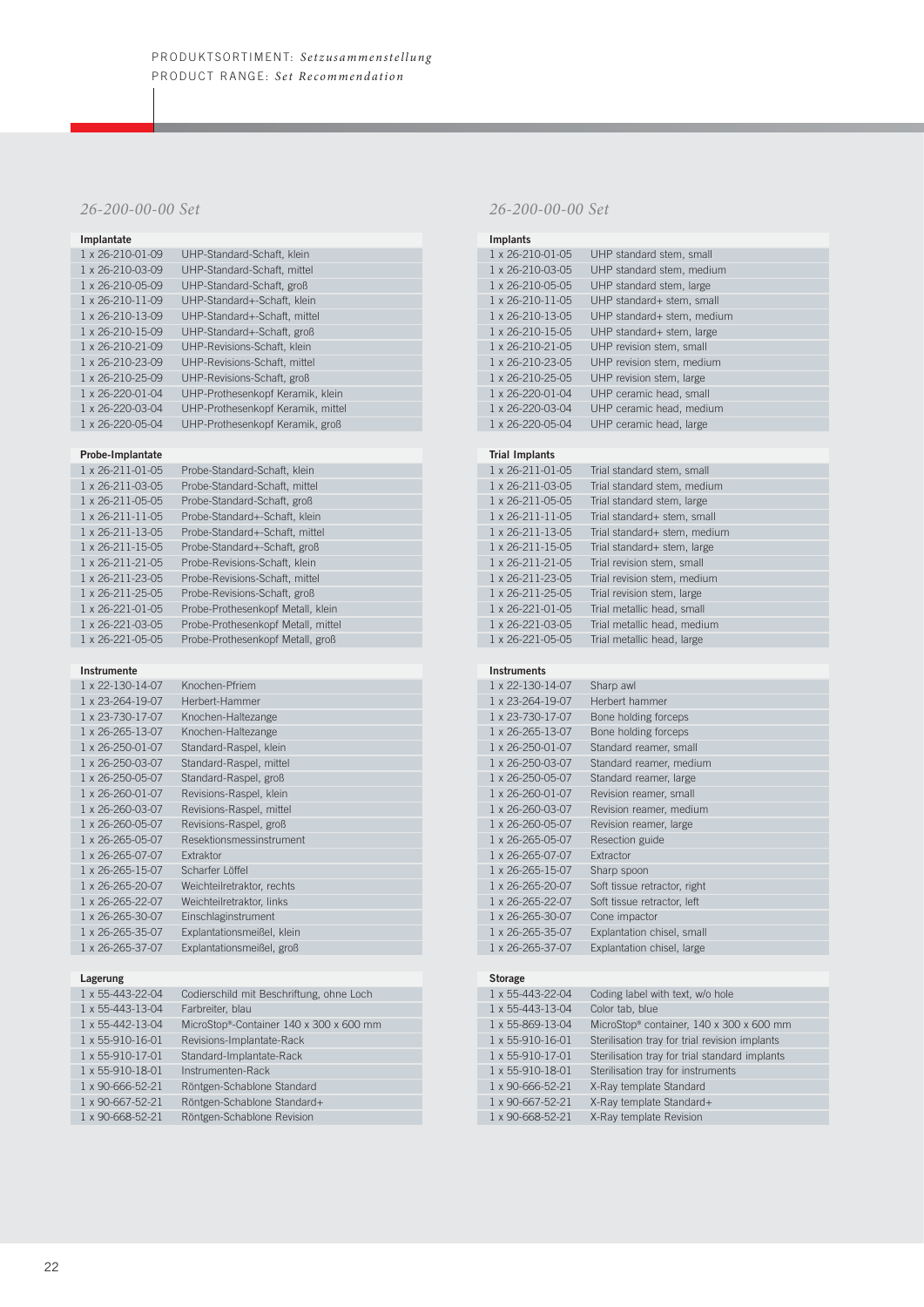PRODUKTSORTIMENT: *Setzusammenstellung*
PRODUCT RANGE: *Set Recommendation*

## *26-200-00-00 Set*

| Implantate | |
|---|---|
| 1 x 26-210-01-09 | UHP-Standard-Schaft, klein |
| 1 x 26-210-03-09 | UHP-Standard-Schaft, mittel |
| 1 x 26-210-05-09 | UHP-Standard-Schaft, groß |
| 1 x 26-210-11-09 | UHP-Standard+-Schaft, klein |
| 1 x 26-210-13-09 | UHP-Standard+-Schaft, mittel |
| 1 x 26-210-15-09 | UHP-Standard+-Schaft, groß |
| 1 x 26-210-21-09 | UHP-Revisions-Schaft, klein |
| 1 x 26-210-23-09 | UHP-Revisions-Schaft, mittel |
| 1 x 26-210-25-09 | UHP-Revisions-Schaft, groß |
| 1 x 26-220-01-04 | UHP-Prothesenkopf Keramik, klein |
| 1 x 26-220-03-04 | UHP-Prothesenkopf Keramik, mittel |
| 1 x 26-220-05-04 | UHP-Prothesenkopf Keramik, groß |

| Probe-Implantate | |
|---|---|
| 1 x 26-211-01-05 | Probe-Standard-Schaft, klein |
| 1 x 26-211-03-05 | Probe-Standard-Schaft, mittel |
| 1 x 26-211-05-05 | Probe-Standard-Schaft, groß |
| 1 x 26-211-11-05 | Probe-Standard+-Schaft, klein |
| 1 x 26-211-13-05 | Probe-Standard+-Schaft, mittel |
| 1 x 26-211-15-05 | Probe-Standard+-Schaft, groß |
| 1 x 26-211-21-05 | Probe-Revisions-Schaft, klein |
| 1 x 26-211-23-05 | Probe-Revisions-Schaft, mittel |
| 1 x 26-211-25-05 | Probe-Revisions-Schaft, groß |
| 1 x 26-221-01-05 | Probe-Prothesenkopf Metall, klein |
| 1 x 26-221-03-05 | Probe-Prothesenkopf Metall, mittel |
| 1 x 26-221-05-05 | Probe-Prothesenkopf Metall, groß |

| Instrumente | |
|---|---|
| 1 x 22-130-14-07 | Knochen-Pfriem |
| 1 x 23-264-19-07 | Herbert-Hammer |
| 1 x 23-730-17-07 | Knochen-Haltezange |
| 1 x 26-265-13-07 | Knochen-Haltezange |
| 1 x 26-250-01-07 | Standard-Raspel, klein |
| 1 x 26-250-03-07 | Standard-Raspel, mittel |
| 1 x 26-250-05-07 | Standard-Raspel, groß |
| 1 x 26-260-01-07 | Revisions-Raspel, klein |
| 1 x 26-260-03-07 | Revisions-Raspel, mittel |
| 1 x 26-260-05-07 | Revisions-Raspel, groß |
| 1 x 26-265-05-07 | Resektionsmessinstrument |
| 1 x 26-265-07-07 | Extraktor |
| 1 x 26-265-15-07 | Scharfer Löffel |
| 1 x 26-265-20-07 | Weichteilretraktor, rechts |
| 1 x 26-265-22-07 | Weichteilretraktor, links |
| 1 x 26-265-30-07 | Einschlaginstrument |
| 1 x 26-265-35-07 | Explantationsmeißel, klein |
| 1 x 26-265-37-07 | Explantationsmeißel, groß |

| Lagerung | |
|---|---|
| 1 x 55-443-22-04 | Codierschild mit Beschriftung, ohne Loch |
| 1 x 55-443-13-04 | Farbreiter, blau |
| 1 x 55-442-13-04 | MicroStop®-Container 140 x 300 x 600 mm |
| 1 x 55-910-16-01 | Revisions-Implantate-Rack |
| 1 x 55-910-17-01 | Standard-Implantate-Rack |
| 1 x 55-910-18-01 | Instrumenten-Rack |
| 1 x 90-666-52-21 | Röntgen-Schablone Standard |
| 1 x 90-667-52-21 | Röntgen-Schablone Standard+ |
| 1 x 90-668-52-21 | Röntgen-Schablone Revision |

## *26-200-00-00 Set*

| Implants | |
|---|---|
| 1 x 26-210-01-05 | UHP standard stem, small |
| 1 x 26-210-03-05 | UHP standard stem, medium |
| 1 x 26-210-05-05 | UHP standard stem, large |
| 1 x 26-210-11-05 | UHP standard+ stem, small |
| 1 x 26-210-13-05 | UHP standard+ stem, medium |
| 1 x 26-210-15-05 | UHP standard+ stem, large |
| 1 x 26-210-21-05 | UHP revision stem, small |
| 1 x 26-210-23-05 | UHP revision stem, medium |
| 1 x 26-210-25-05 | UHP revision stem, large |
| 1 x 26-220-01-04 | UHP ceramic head, small |
| 1 x 26-220-03-04 | UHP ceramic head, medium |
| 1 x 26-220-05-04 | UHP ceramic head, large |

| Trial Implants | |
|---|---|
| 1 x 26-211-01-05 | Trial standard stem, small |
| 1 x 26-211-03-05 | Trial standard stem, medium |
| 1 x 26-211-05-05 | Trial standard stem, large |
| 1 x 26-211-11-05 | Trial standard+ stem, small |
| 1 x 26-211-13-05 | Trial standard+ stem, medium |
| 1 x 26-211-15-05 | Trial standard+ stem, large |
| 1 x 26-211-21-05 | Trial revision stem, small |
| 1 x 26-211-23-05 | Trial revision stem, medium |
| 1 x 26-211-25-05 | Trial revision stem, large |
| 1 x 26-221-01-05 | Trial metallic head, small |
| 1 x 26-221-03-05 | Trial metallic head, medium |
| 1 x 26-221-05-05 | Trial metallic head, large |

| Instruments | |
|---|---|
| 1 x 22-130-14-07 | Sharp awl |
| 1 x 23-264-19-07 | Herbert hammer |
| 1 x 23-730-17-07 | Bone holding forceps |
| 1 x 26-265-13-07 | Bone holding forceps |
| 1 x 26-250-01-07 | Standard reamer, small |
| 1 x 26-250-03-07 | Standard reamer, medium |
| 1 x 26-250-05-07 | Standard reamer, large |
| 1 x 26-260-01-07 | Revision reamer, small |
| 1 x 26-260-03-07 | Revision reamer, medium |
| 1 x 26-260-05-07 | Revision reamer, large |
| 1 x 26-265-05-07 | Resection guide |
| 1 x 26-265-07-07 | Extractor |
| 1 x 26-265-15-07 | Sharp spoon |
| 1 x 26-265-20-07 | Soft tissue retractor, right |
| 1 x 26-265-22-07 | Soft tissue retractor, left |
| 1 x 26-265-30-07 | Cone impactor |
| 1 x 26-265-35-07 | Explantation chisel, small |
| 1 x 26-265-37-07 | Explantation chisel, large |

| Storage | |
|---|---|
| 1 x 55-443-22-04 | Coding label with text, w/o hole |
| 1 x 55-443-13-04 | Color tab, blue |
| 1 x 55-869-13-04 | MicroStop® container, 140 x 300 x 600 mm |
| 1 x 55-910-16-01 | Sterilisation tray for trial revision implants |
| 1 x 55-910-17-01 | Sterilisation tray for trial standard implants |
| 1 x 55-910-18-01 | Sterilisation tray for instruments |
| 1 x 90-666-52-21 | X-Ray template Standard |
| 1 x 90-667-52-21 | X-Ray template Standard+ |
| 1 x 90-668-52-21 | X-Ray template Revision |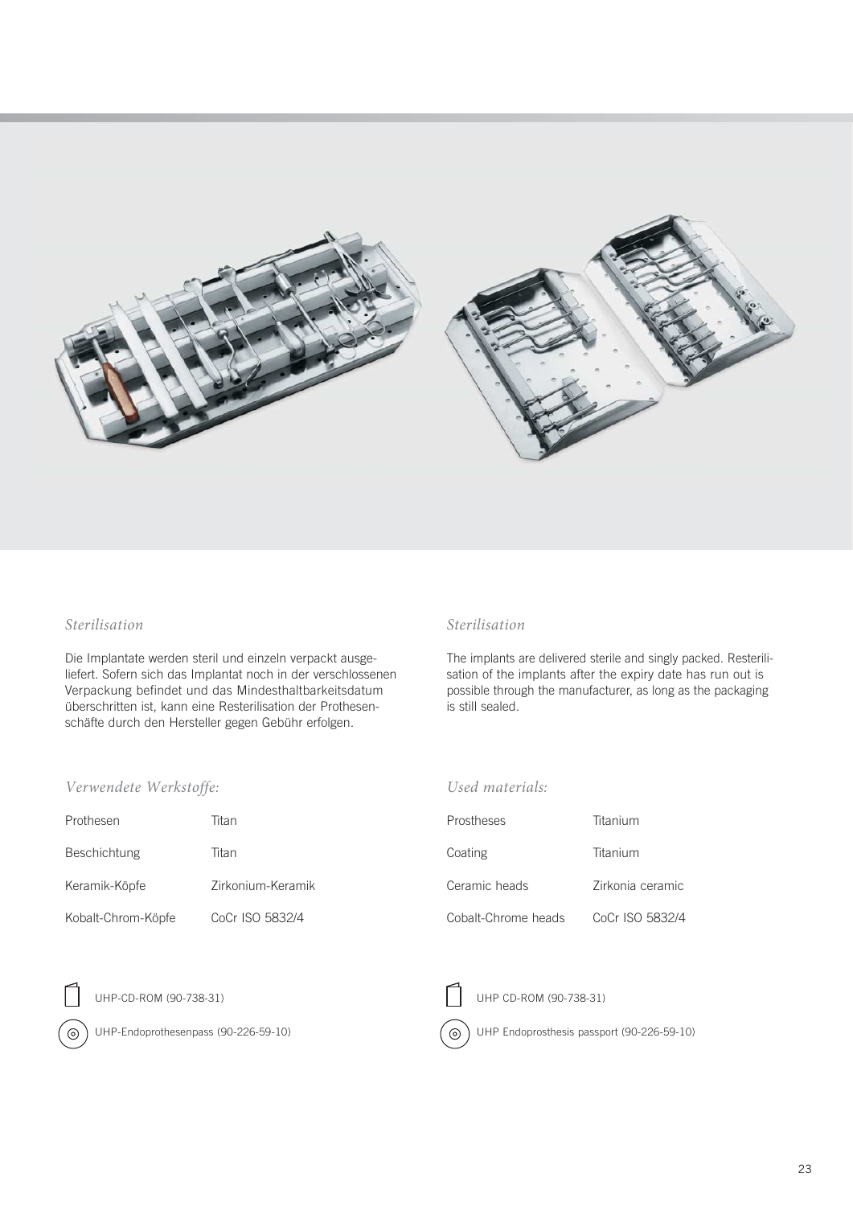*Sterilisation*

Die Implantate werden steril und einzeln verpackt ausgeliefert. Sofern sich das Implantat noch in der verschlossenen Verpackung befindet und das Mindesthaltbarkeitsdatum überschritten ist, kann eine Resterilisation der Prothesenschäfte durch den Hersteller gegen Gebühr erfolgen.

*Verwendete Werkstoffe:*

| | |
|---|---|
| Prothesen | Titan |
| Beschichtung | Titan |
| Keramik-Köpfe | Zirkonium-Keramik |
| Kobalt-Chrom-Köpfe | CoCr ISO 5832/4 |

UHP-CD-ROM (90-738-31)

UHP-Endoprothesenpass (90-226-59-10)

*Sterilisation*

The implants are delivered sterile and singly packed. Resterilisation of the implants after the expiry date has run out is possible through the manufacturer, as long as the packaging is still sealed.

*Used materials:*

| | |
|---|---|
| Prostheses | Titanium |
| Coating | Titanium |
| Ceramic heads | Zirkonia ceramic |
| Cobalt-Chrome heads | CoCr ISO 5832/4 |

UHP CD-ROM (90-738-31)

UHP Endoprosthesis passport (90-226-59-10)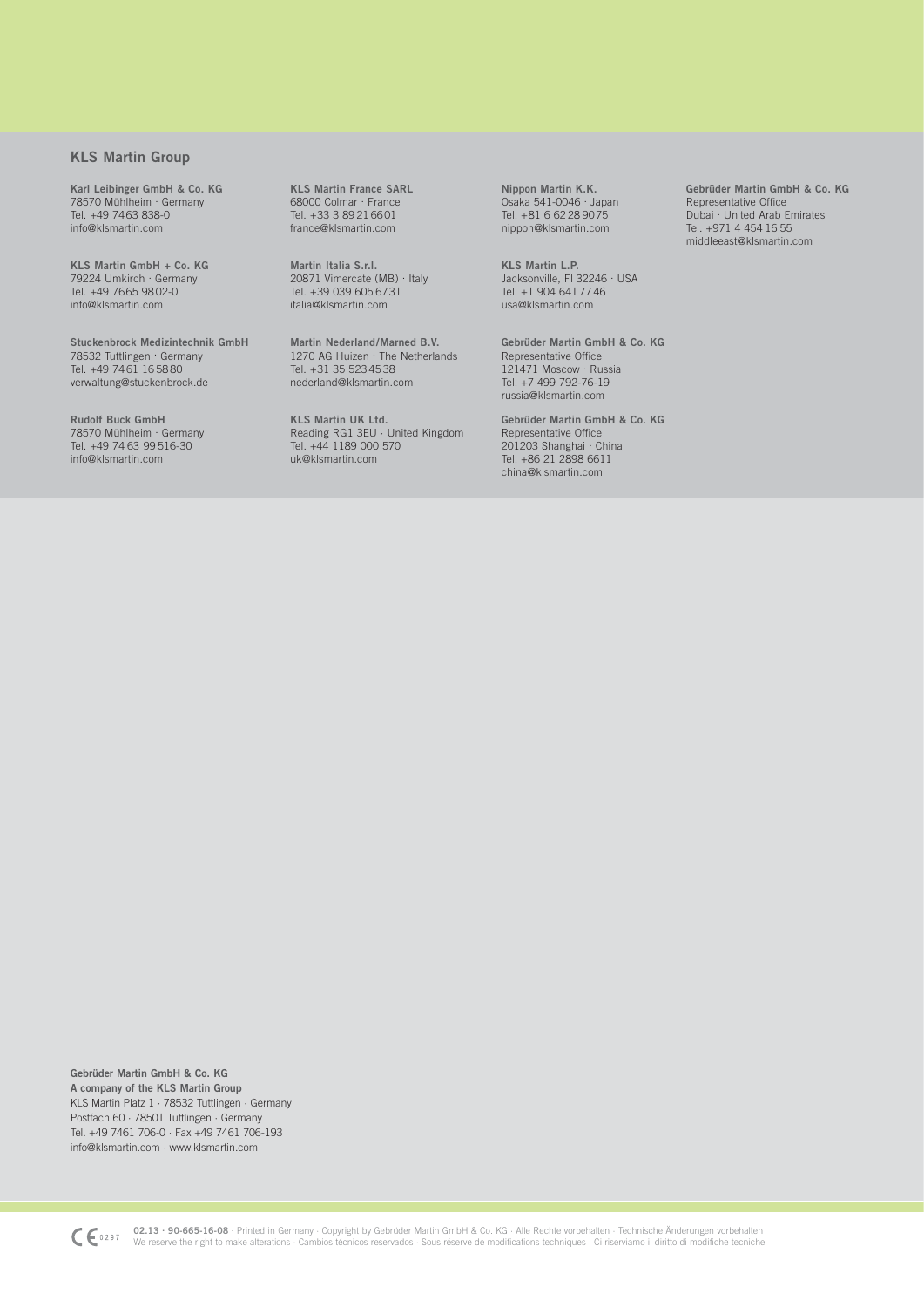## KLS Martin Group

**Karl Leibinger GmbH & Co. KG**
78570 Mühlheim · Germany
Tel. +49 7463 838-0
info@klsmartin.com

**KLS Martin GmbH + Co. KG**
79224 Umkirch · Germany
Tel. +49 7665 9802-0
info@klsmartin.com

**Stuckenbrock Medizintechnik GmbH**
78532 Tuttlingen · Germany
Tel. +49 7461 165880
verwaltung@stuckenbrock.de

**Rudolf Buck GmbH**
78570 Mühlheim · Germany
Tel. +49 7463 99516-30
info@klsmartin.com

**KLS Martin France SARL**
68000 Colmar · France
Tel. +33 3 89216601
france@klsmartin.com

**Martin Italia S.r.l.**
20871 Vimercate (MB) · Italy
Tel. +39 039 6056731
italia@klsmartin.com

**Martin Nederland/Marned B.V.**
1270 AG Huizen · The Netherlands
Tel. +31 35 5234538
nederland@klsmartin.com

**KLS Martin UK Ltd.**
Reading RG1 3EU · United Kingdom
Tel. +44 1189 000 570
uk@klsmartin.com

**Nippon Martin K.K.**
Osaka 541-0046 · Japan
Tel. +81 6 62289075
nippon@klsmartin.com

**KLS Martin L.P.**
Jacksonville, Fl 32246 · USA
Tel. +1 904 6417746
usa@klsmartin.com

**Gebrüder Martin GmbH & Co. KG**
Representative Office
121471 Moscow · Russia
Tel. +7 499 792-76-19
russia@klsmartin.com

**Gebrüder Martin GmbH & Co. KG**
Representative Office
201203 Shanghai · China
Tel. +86 21 2898 6611
china@klsmartin.com

**Gebrüder Martin GmbH & Co. KG**
Representative Office
Dubai · United Arab Emirates
Tel. +971 4 454 16 55
middleeast@klsmartin.com

**Gebrüder Martin GmbH & Co. KG**
**A company of the KLS Martin Group**
KLS Martin Platz 1 · 78532 Tuttlingen · Germany
Postfach 60 · 78501 Tuttlingen · Germany
Tel. +49 7461 706-0 · Fax +49 7461 706-193
info@klsmartin.com · www.klsmartin.com

CE 0297 **02.13 · 90-665-16-08** · Printed in Germany · Copyright by Gebrüder Martin GmbH & Co. KG · Alle Rechte vorbehalten · Technische Änderungen vorbehalten
We reserve the right to make alterations · Cambios técnicos reservados · Sous réserve de modifications techniques · Ci riserviamo il diritto di modifiche tecniche